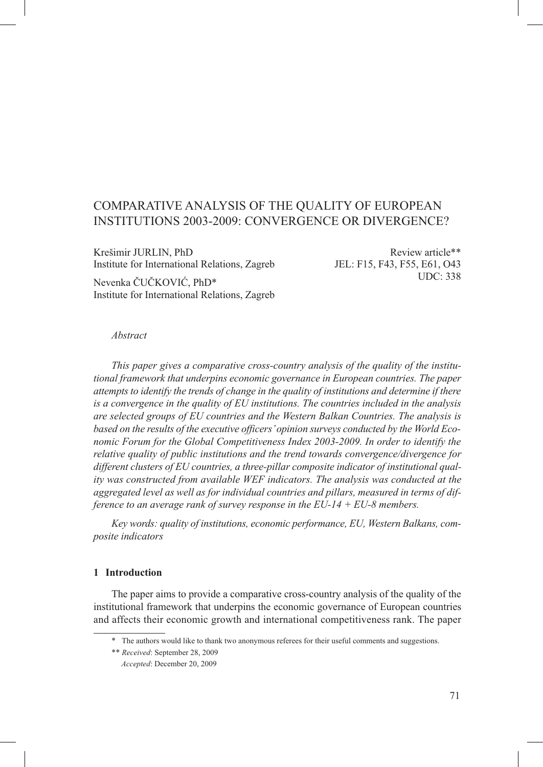# COMPARATIVE ANALYSIS OF THE QUALITY OF EUROPEAN INSTITUTIONS 2003-2009: CONVERGENCE OR DIVERGENCE?

Krešimir JURLIN, PhD
Institute for International Relations, Zagreb

Nevenka ČUČKOVIĆ, PhD*
Institute for International Relations, Zagreb

Review article**
JEL: F15, F43, F55, E61, O43
UDC: 338

*Abstract*

*This paper gives a comparative cross-country analysis of the quality of the institutional framework that underpins economic governance in European countries. The paper attempts to identify the trends of change in the quality of institutions and determine if there is a convergence in the quality of EU institutions. The countries included in the analysis are selected groups of EU countries and the Western Balkan Countries. The analysis is based on the results of the executive officers' opinion surveys conducted by the World Economic Forum for the Global Competitiveness Index 2003-2009. In order to identify the relative quality of public institutions and the trend towards convergence/divergence for different clusters of EU countries, a three-pillar composite indicator of institutional quality was constructed from available WEF indicators. The analysis was conducted at the aggregated level as well as for individual countries and pillars, measured in terms of difference to an average rank of survey response in the EU-14 + EU-8 members.*

*Key words: quality of institutions, economic performance, EU, Western Balkans, composite indicators*

## 1 Introduction

The paper aims to provide a comparative cross-country analysis of the quality of the institutional framework that underpins the economic governance of European countries and affects their economic growth and international competitiveness rank. The paper

\* The authors would like to thank two anonymous referees for their useful comments and suggestions.

\*\* *Received*: September 28, 2009
*Accepted*: December 20, 2009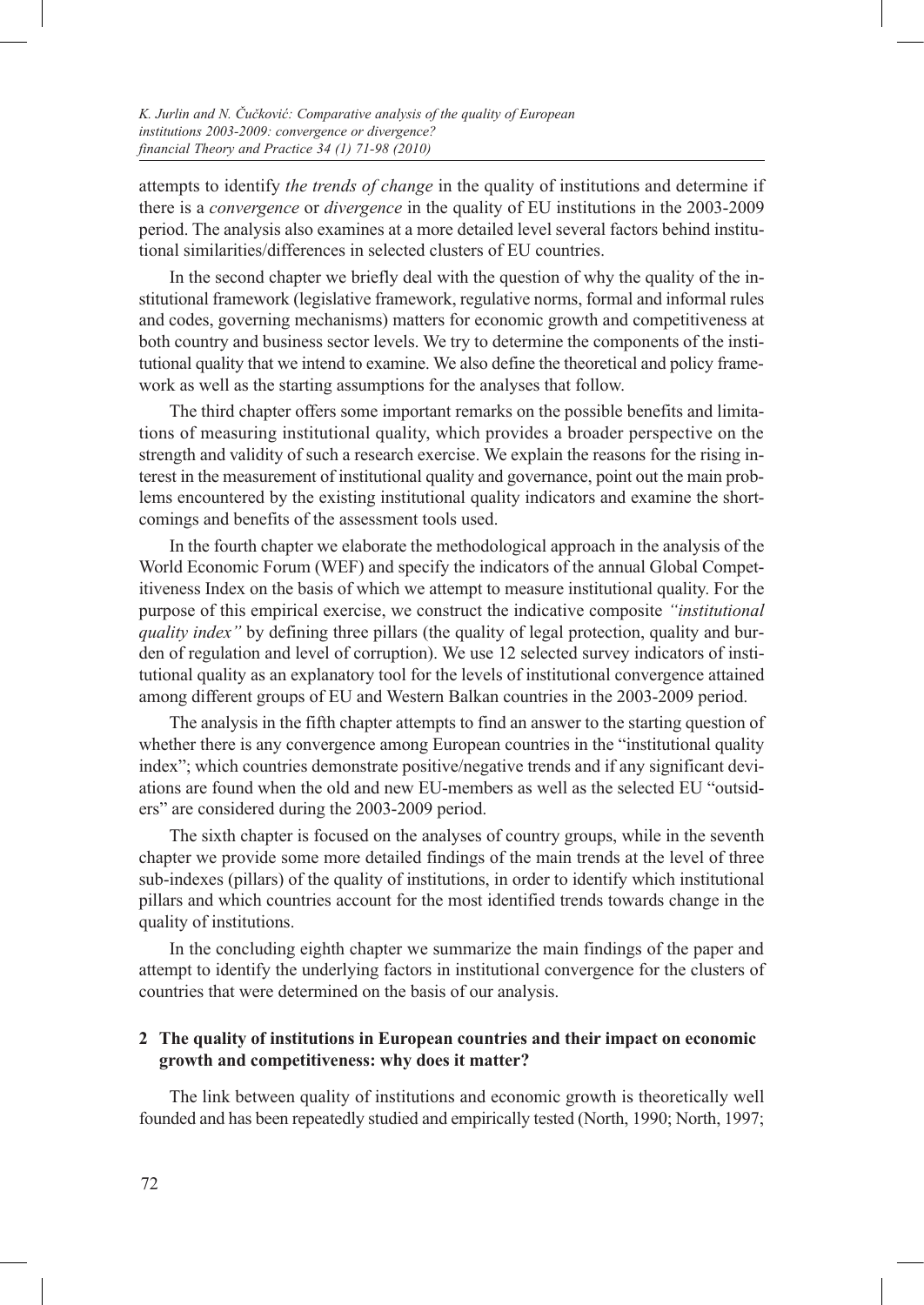attempts to identify *the trends of change* in the quality of institutions and determine if there is a *convergence* or *divergence* in the quality of EU institutions in the 2003-2009 period. The analysis also examines at a more detailed level several factors behind institutional similarities/differences in selected clusters of EU countries.

In the second chapter we briefly deal with the question of why the quality of the institutional framework (legislative framework, regulative norms, formal and informal rules and codes, governing mechanisms) matters for economic growth and competitiveness at both country and business sector levels. We try to determine the components of the institutional quality that we intend to examine. We also define the theoretical and policy framework as well as the starting assumptions for the analyses that follow.

The third chapter offers some important remarks on the possible benefits and limitations of measuring institutional quality, which provides a broader perspective on the strength and validity of such a research exercise. We explain the reasons for the rising interest in the measurement of institutional quality and governance, point out the main problems encountered by the existing institutional quality indicators and examine the shortcomings and benefits of the assessment tools used.

In the fourth chapter we elaborate the methodological approach in the analysis of the World Economic Forum (WEF) and specify the indicators of the annual Global Competitiveness Index on the basis of which we attempt to measure institutional quality. For the purpose of this empirical exercise, we construct the indicative composite *"institutional quality index"* by defining three pillars (the quality of legal protection, quality and burden of regulation and level of corruption). We use 12 selected survey indicators of institutional quality as an explanatory tool for the levels of institutional convergence attained among different groups of EU and Western Balkan countries in the 2003-2009 period.

The analysis in the fifth chapter attempts to find an answer to the starting question of whether there is any convergence among European countries in the "institutional quality index"; which countries demonstrate positive/negative trends and if any significant deviations are found when the old and new EU-members as well as the selected EU "outsiders" are considered during the 2003-2009 period.

The sixth chapter is focused on the analyses of country groups, while in the seventh chapter we provide some more detailed findings of the main trends at the level of three sub-indexes (pillars) of the quality of institutions, in order to identify which institutional pillars and which countries account for the most identified trends towards change in the quality of institutions.

In the concluding eighth chapter we summarize the main findings of the paper and attempt to identify the underlying factors in institutional convergence for the clusters of countries that were determined on the basis of our analysis.

## 2 The quality of institutions in European countries and their impact on economic growth and competitiveness: why does it matter?

The link between quality of institutions and economic growth is theoretically well founded and has been repeatedly studied and empirically tested (North, 1990; North, 1997;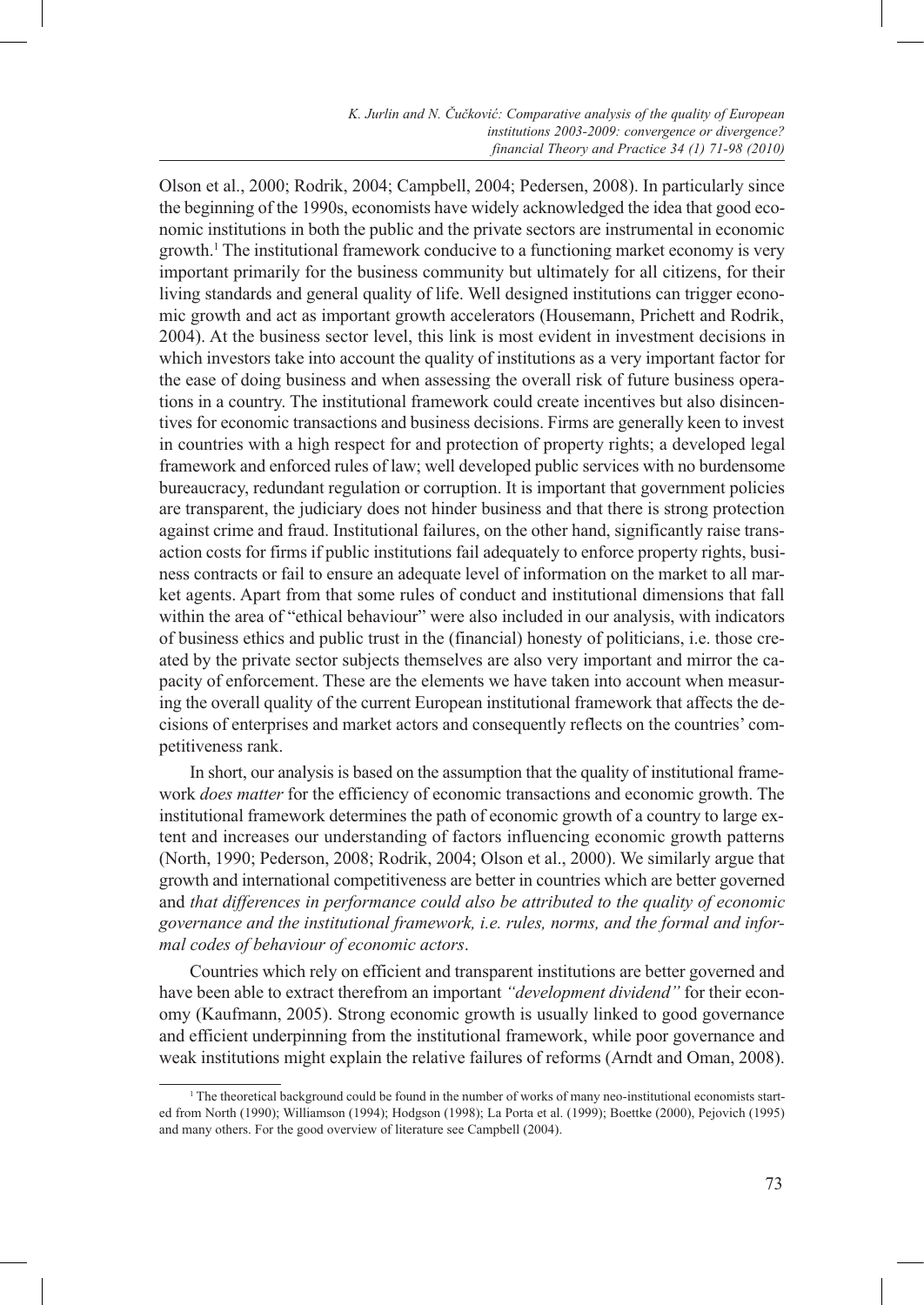Olson et al., 2000; Rodrik, 2004; Campbell, 2004; Pedersen, 2008). In particularly since the beginning of the 1990s, economists have widely acknowledged the idea that good economic institutions in both the public and the private sectors are instrumental in economic growth.[1] The institutional framework conducive to a functioning market economy is very important primarily for the business community but ultimately for all citizens, for their living standards and general quality of life. Well designed institutions can trigger economic growth and act as important growth accelerators (Housemann, Prichett and Rodrik, 2004). At the business sector level, this link is most evident in investment decisions in which investors take into account the quality of institutions as a very important factor for the ease of doing business and when assessing the overall risk of future business operations in a country. The institutional framework could create incentives but also disincentives for economic transactions and business decisions. Firms are generally keen to invest in countries with a high respect for and protection of property rights; a developed legal framework and enforced rules of law; well developed public services with no burdensome bureaucracy, redundant regulation or corruption. It is important that government policies are transparent, the judiciary does not hinder business and that there is strong protection against crime and fraud. Institutional failures, on the other hand, significantly raise transaction costs for firms if public institutions fail adequately to enforce property rights, business contracts or fail to ensure an adequate level of information on the market to all market agents. Apart from that some rules of conduct and institutional dimensions that fall within the area of "ethical behaviour" were also included in our analysis, with indicators of business ethics and public trust in the (financial) honesty of politicians, i.e. those created by the private sector subjects themselves are also very important and mirror the capacity of enforcement. These are the elements we have taken into account when measuring the overall quality of the current European institutional framework that affects the decisions of enterprises and market actors and consequently reflects on the countries' competitiveness rank.

In short, our analysis is based on the assumption that the quality of institutional framework *does matter* for the efficiency of economic transactions and economic growth. The institutional framework determines the path of economic growth of a country to large extent and increases our understanding of factors influencing economic growth patterns (North, 1990; Pederson, 2008; Rodrik, 2004; Olson et al., 2000). We similarly argue that growth and international competitiveness are better in countries which are better governed and *that differences in performance could also be attributed to the quality of economic governance and the institutional framework, i.e. rules, norms, and the formal and informal codes of behaviour of economic actors*.

Countries which rely on efficient and transparent institutions are better governed and have been able to extract therefrom an important *"development dividend"* for their economy (Kaufmann, 2005). Strong economic growth is usually linked to good governance and efficient underpinning from the institutional framework, while poor governance and weak institutions might explain the relative failures of reforms (Arndt and Oman, 2008).

[1] The theoretical background could be found in the number of works of many neo-institutional economists started from North (1990); Williamson (1994); Hodgson (1998); La Porta et al. (1999); Boettke (2000), Pejovich (1995) and many others. For the good overview of literature see Campbell (2004).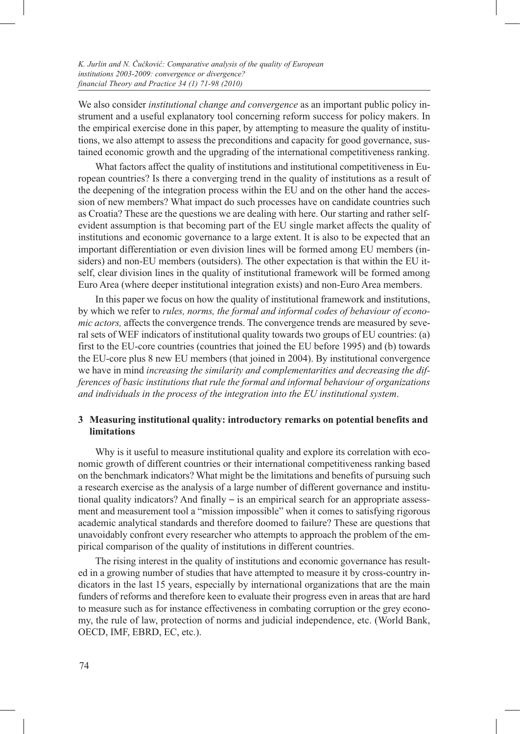We also consider *institutional change and convergence* as an important public policy instrument and a useful explanatory tool concerning reform success for policy makers. In the empirical exercise done in this paper, by attempting to measure the quality of institutions, we also attempt to assess the preconditions and capacity for good governance, sustained economic growth and the upgrading of the international competitiveness ranking.

What factors affect the quality of institutions and institutional competitiveness in European countries? Is there a converging trend in the quality of institutions as a result of the deepening of the integration process within the EU and on the other hand the accession of new members? What impact do such processes have on candidate countries such as Croatia? These are the questions we are dealing with here. Our starting and rather self-evident assumption is that becoming part of the EU single market affects the quality of institutions and economic governance to a large extent. It is also to be expected that an important differentiation or even division lines will be formed among EU members (insiders) and non-EU members (outsiders). The other expectation is that within the EU itself, clear division lines in the quality of institutional framework will be formed among Euro Area (where deeper institutional integration exists) and non-Euro Area members.

In this paper we focus on how the quality of institutional framework and institutions, by which we refer to *rules, norms, the formal and informal codes of behaviour of economic actors,* affects the convergence trends. The convergence trends are measured by several sets of WEF indicators of institutional quality towards two groups of EU countries: (a) first to the EU-core countries (countries that joined the EU before 1995) and (b) towards the EU-core plus 8 new EU members (that joined in 2004). By institutional convergence we have in mind *increasing the similarity and complementarities and decreasing the differences of basic institutions that rule the formal and informal behaviour of organizations and individuals in the process of the integration into the EU institutional system*.

## 3 Measuring institutional quality: introductory remarks on potential benefits and limitations

Why is it useful to measure institutional quality and explore its correlation with economic growth of different countries or their international competitiveness ranking based on the benchmark indicators? What might be the limitations and benefits of pursuing such a research exercise as the analysis of a large number of different governance and institutional quality indicators? And finally – is an empirical search for an appropriate assessment and measurement tool a "mission impossible" when it comes to satisfying rigorous academic analytical standards and therefore doomed to failure? These are questions that unavoidably confront every researcher who attempts to approach the problem of the empirical comparison of the quality of institutions in different countries.

The rising interest in the quality of institutions and economic governance has resulted in a growing number of studies that have attempted to measure it by cross-country indicators in the last 15 years, especially by international organizations that are the main funders of reforms and therefore keen to evaluate their progress even in areas that are hard to measure such as for instance effectiveness in combating corruption or the grey economy, the rule of law, protection of norms and judicial independence, etc. (World Bank, OECD, IMF, EBRD, EC, etc.).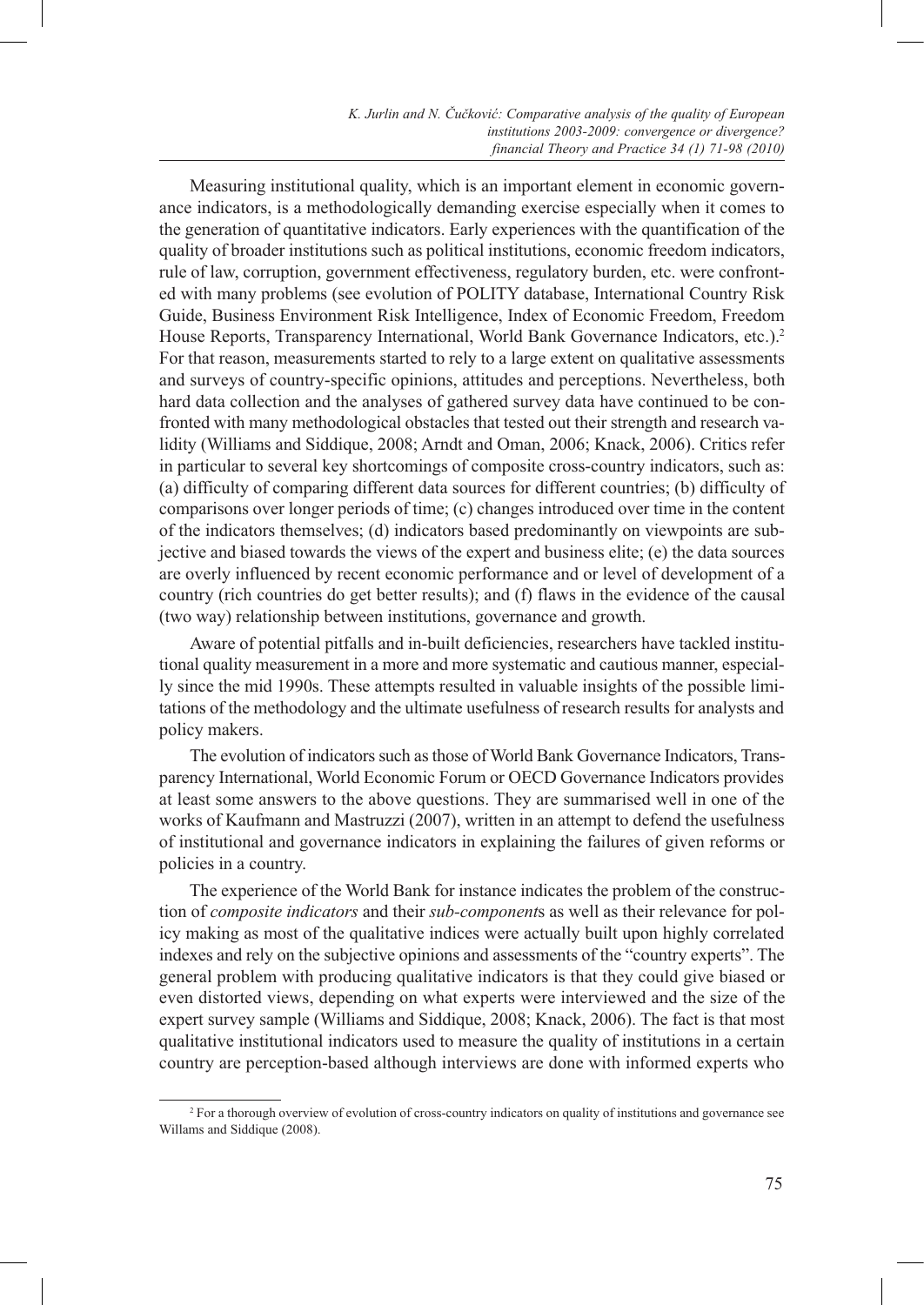Measuring institutional quality, which is an important element in economic governance indicators, is a methodologically demanding exercise especially when it comes to the generation of quantitative indicators. Early experiences with the quantification of the quality of broader institutions such as political institutions, economic freedom indicators, rule of law, corruption, government effectiveness, regulatory burden, etc. were confronted with many problems (see evolution of POLITY database, International Country Risk Guide, Business Environment Risk Intelligence, Index of Economic Freedom, Freedom House Reports, Transparency International, World Bank Governance Indicators, etc.).[2] For that reason, measurements started to rely to a large extent on qualitative assessments and surveys of country-specific opinions, attitudes and perceptions. Nevertheless, both hard data collection and the analyses of gathered survey data have continued to be confronted with many methodological obstacles that tested out their strength and research validity (Williams and Siddique, 2008; Arndt and Oman, 2006; Knack, 2006). Critics refer in particular to several key shortcomings of composite cross-country indicators, such as: (a) difficulty of comparing different data sources for different countries; (b) difficulty of comparisons over longer periods of time; (c) changes introduced over time in the content of the indicators themselves; (d) indicators based predominantly on viewpoints are subjective and biased towards the views of the expert and business elite; (e) the data sources are overly influenced by recent economic performance and or level of development of a country (rich countries do get better results); and (f) flaws in the evidence of the causal (two way) relationship between institutions, governance and growth.

Aware of potential pitfalls and in-built deficiencies, researchers have tackled institutional quality measurement in a more and more systematic and cautious manner, especially since the mid 1990s. These attempts resulted in valuable insights of the possible limitations of the methodology and the ultimate usefulness of research results for analysts and policy makers.

The evolution of indicators such as those of World Bank Governance Indicators, Transparency International, World Economic Forum or OECD Governance Indicators provides at least some answers to the above questions. They are summarised well in one of the works of Kaufmann and Mastruzzi (2007), written in an attempt to defend the usefulness of institutional and governance indicators in explaining the failures of given reforms or policies in a country.

The experience of the World Bank for instance indicates the problem of the construction of *composite indicators* and their *sub-component*s as well as their relevance for policy making as most of the qualitative indices were actually built upon highly correlated indexes and rely on the subjective opinions and assessments of the "country experts". The general problem with producing qualitative indicators is that they could give biased or even distorted views, depending on what experts were interviewed and the size of the expert survey sample (Williams and Siddique, 2008; Knack, 2006). The fact is that most qualitative institutional indicators used to measure the quality of institutions in a certain country are perception-based although interviews are done with informed experts who

[2] For a thorough overview of evolution of cross-country indicators on quality of institutions and governance see Willams and Siddique (2008).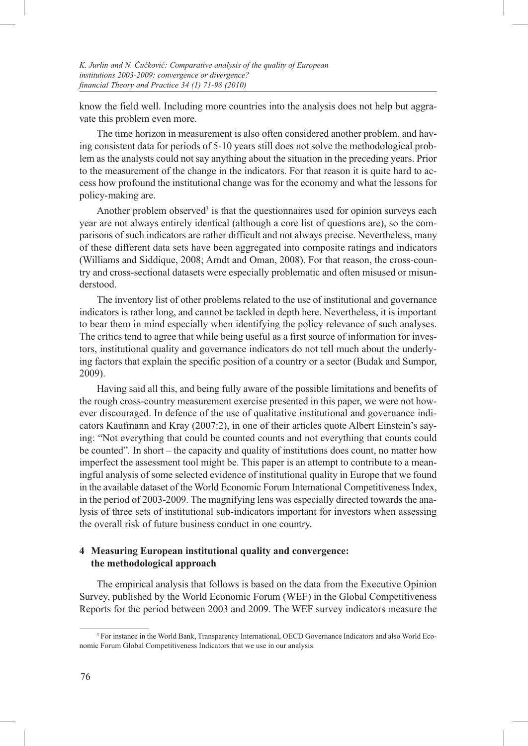know the field well. Including more countries into the analysis does not help but aggravate this problem even more.

The time horizon in measurement is also often considered another problem, and having consistent data for periods of 5-10 years still does not solve the methodological problem as the analysts could not say anything about the situation in the preceding years. Prior to the measurement of the change in the indicators. For that reason it is quite hard to access how profound the institutional change was for the economy and what the lessons for policy-making are.

Another problem observed[3] is that the questionnaires used for opinion surveys each year are not always entirely identical (although a core list of questions are), so the comparisons of such indicators are rather difficult and not always precise. Nevertheless, many of these different data sets have been aggregated into composite ratings and indicators (Williams and Siddique, 2008; Arndt and Oman, 2008). For that reason, the cross-country and cross-sectional datasets were especially problematic and often misused or misunderstood.

The inventory list of other problems related to the use of institutional and governance indicators is rather long, and cannot be tackled in depth here. Nevertheless, it is important to bear them in mind especially when identifying the policy relevance of such analyses. The critics tend to agree that while being useful as a first source of information for investors, institutional quality and governance indicators do not tell much about the underlying factors that explain the specific position of a country or a sector (Budak and Sumpor, 2009).

Having said all this, and being fully aware of the possible limitations and benefits of the rough cross-country measurement exercise presented in this paper, we were not however discouraged. In defence of the use of qualitative institutional and governance indicators Kaufmann and Kray (2007:2), in one of their articles quote Albert Einstein's saying: "Not everything that could be counted counts and not everything that counts could be counted". In short – the capacity and quality of institutions does count, no matter how imperfect the assessment tool might be. This paper is an attempt to contribute to a meaningful analysis of some selected evidence of institutional quality in Europe that we found in the available dataset of the World Economic Forum International Competitiveness Index, in the period of 2003-2009. The magnifying lens was especially directed towards the analysis of three sets of institutional sub-indicators important for investors when assessing the overall risk of future business conduct in one country.

## 4 Measuring European institutional quality and convergence: the methodological approach

The empirical analysis that follows is based on the data from the Executive Opinion Survey, published by the World Economic Forum (WEF) in the Global Competitiveness Reports for the period between 2003 and 2009. The WEF survey indicators measure the

[3] For instance in the World Bank, Transparency International, OECD Governance Indicators and also World Economic Forum Global Competitiveness Indicators that we use in our analysis.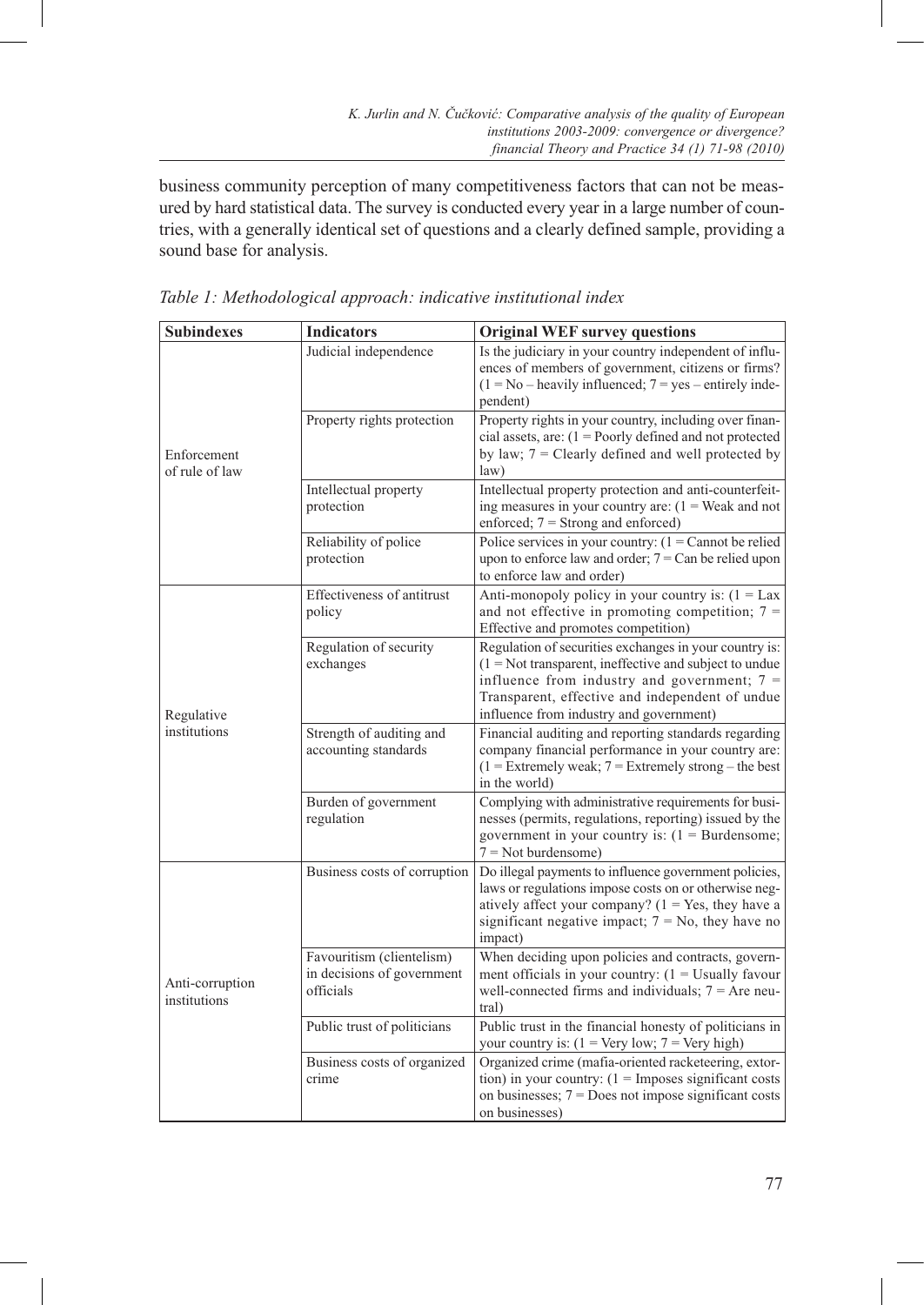business community perception of many competitiveness factors that can not be measured by hard statistical data. The survey is conducted every year in a large number of countries, with a generally identical set of questions and a clearly defined sample, providing a sound base for analysis.

*Table 1: Methodological approach: indicative institutional index*

| Subindexes | Indicators | Original WEF survey questions |
|---|---|---|
| Enforcement of rule of law | Judicial independence | Is the judiciary in your country independent of influences of members of government, citizens or firms? (1 = No – heavily influenced; 7 = yes – entirely independent) |
| | Property rights protection | Property rights in your country, including over financial assets, are: (1 = Poorly defined and not protected by law; 7 = Clearly defined and well protected by law) |
| | Intellectual property protection | Intellectual property protection and anti-counterfeiting measures in your country are: (1 = Weak and not enforced; 7 = Strong and enforced) |
| | Reliability of police protection | Police services in your country: (1 = Cannot be relied upon to enforce law and order; 7 = Can be relied upon to enforce law and order) |
| Regulative institutions | Effectiveness of antitrust policy | Anti-monopoly policy in your country is: (1 = Lax and not effective in promoting competition; 7 = Effective and promotes competition) |
| | Regulation of security exchanges | Regulation of securities exchanges in your country is: (1 = Not transparent, ineffective and subject to undue influence from industry and government; 7 = Transparent, effective and independent of undue influence from industry and government) |
| | Strength of auditing and accounting standards | Financial auditing and reporting standards regarding company financial performance in your country are: (1 = Extremely weak; 7 = Extremely strong – the best in the world) |
| | Burden of government regulation | Complying with administrative requirements for businesses (permits, regulations, reporting) issued by the government in your country is: (1 = Burdensome; 7 = Not burdensome) |
| Anti-corruption institutions | Business costs of corruption | Do illegal payments to influence government policies, laws or regulations impose costs on or otherwise negatively affect your company? (1 = Yes, they have a significant negative impact; 7 = No, they have no impact) |
| | Favouritism (clientelism) in decisions of government officials | When deciding upon policies and contracts, government officials in your country: (1 = Usually favour well-connected firms and individuals; 7 = Are neutral) |
| | Public trust of politicians | Public trust in the financial honesty of politicians in your country is: (1 = Very low; 7 = Very high) |
| | Business costs of organized crime | Organized crime (mafia-oriented racketeering, extortion) in your country: (1 = Imposes significant costs on businesses; 7 = Does not impose significant costs on businesses) |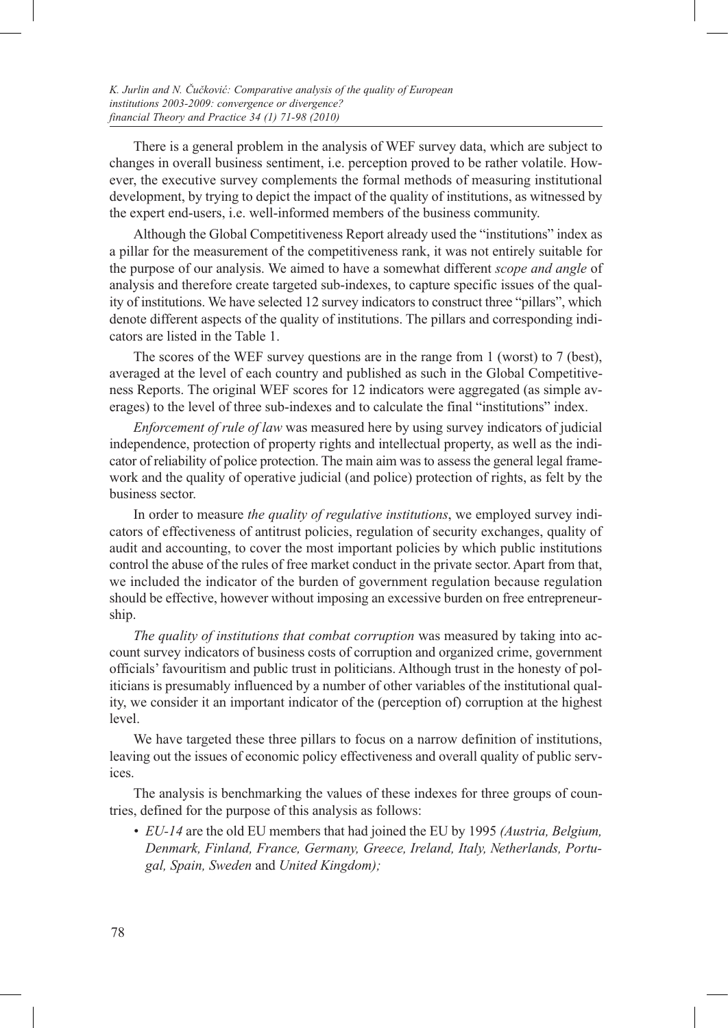There is a general problem in the analysis of WEF survey data, which are subject to changes in overall business sentiment, i.e. perception proved to be rather volatile. However, the executive survey complements the formal methods of measuring institutional development, by trying to depict the impact of the quality of institutions, as witnessed by the expert end-users, i.e. well-informed members of the business community.

Although the Global Competitiveness Report already used the "institutions" index as a pillar for the measurement of the competitiveness rank, it was not entirely suitable for the purpose of our analysis. We aimed to have a somewhat different *scope and angle* of analysis and therefore create targeted sub-indexes, to capture specific issues of the quality of institutions. We have selected 12 survey indicators to construct three "pillars", which denote different aspects of the quality of institutions. The pillars and corresponding indicators are listed in the Table 1.

The scores of the WEF survey questions are in the range from 1 (worst) to 7 (best), averaged at the level of each country and published as such in the Global Competitiveness Reports. The original WEF scores for 12 indicators were aggregated (as simple averages) to the level of three sub-indexes and to calculate the final "institutions" index.

*Enforcement of rule of law* was measured here by using survey indicators of judicial independence, protection of property rights and intellectual property, as well as the indicator of reliability of police protection. The main aim was to assess the general legal framework and the quality of operative judicial (and police) protection of rights, as felt by the business sector.

In order to measure *the quality of regulative institutions*, we employed survey indicators of effectiveness of antitrust policies, regulation of security exchanges, quality of audit and accounting, to cover the most important policies by which public institutions control the abuse of the rules of free market conduct in the private sector. Apart from that, we included the indicator of the burden of government regulation because regulation should be effective, however without imposing an excessive burden on free entrepreneurship.

*The quality of institutions that combat corruption* was measured by taking into account survey indicators of business costs of corruption and organized crime, government officials' favouritism and public trust in politicians. Although trust in the honesty of politicians is presumably influenced by a number of other variables of the institutional quality, we consider it an important indicator of the (perception of) corruption at the highest level.

We have targeted these three pillars to focus on a narrow definition of institutions, leaving out the issues of economic policy effectiveness and overall quality of public services.

The analysis is benchmarking the values of these indexes for three groups of countries, defined for the purpose of this analysis as follows:

- *EU-14* are the old EU members that had joined the EU by 1995 *(Austria, Belgium, Denmark, Finland, France, Germany, Greece, Ireland, Italy, Netherlands, Portugal, Spain, Sweden* and *United Kingdom);*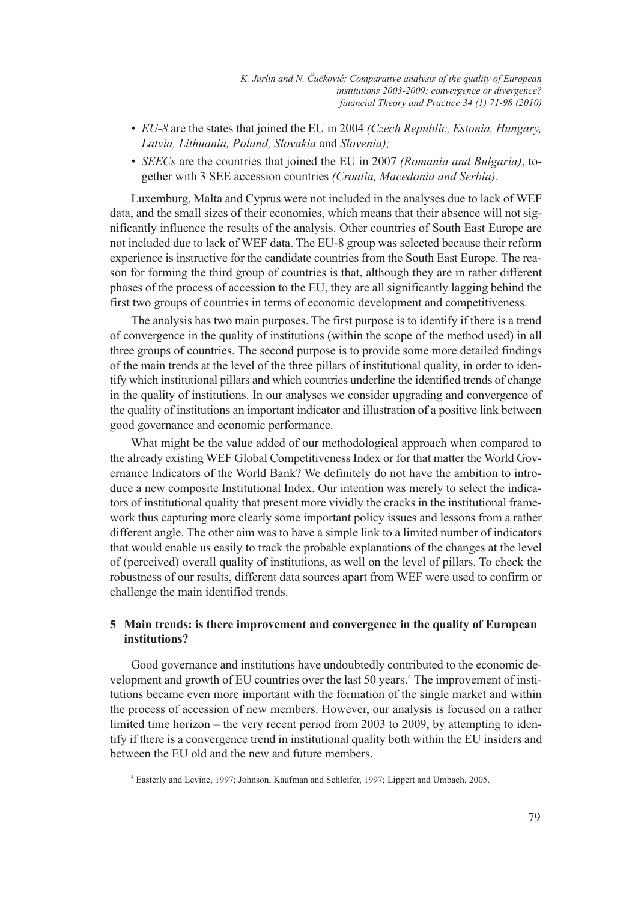- *EU-8* are the states that joined the EU in 2004 *(Czech Republic, Estonia, Hungary, Latvia, Lithuania, Poland, Slovakia* and *Slovenia);*
- *SEECs* are the countries that joined the EU in 2007 *(Romania and Bulgaria)*, together with 3 SEE accession countries *(Croatia, Macedonia and Serbia)*.

Luxemburg, Malta and Cyprus were not included in the analyses due to lack of WEF data, and the small sizes of their economies, which means that their absence will not significantly influence the results of the analysis. Other countries of South East Europe are not included due to lack of WEF data. The EU-8 group was selected because their reform experience is instructive for the candidate countries from the South East Europe. The reason for forming the third group of countries is that, although they are in rather different phases of the process of accession to the EU, they are all significantly lagging behind the first two groups of countries in terms of economic development and competitiveness.

The analysis has two main purposes. The first purpose is to identify if there is a trend of convergence in the quality of institutions (within the scope of the method used) in all three groups of countries. The second purpose is to provide some more detailed findings of the main trends at the level of the three pillars of institutional quality, in order to identify which institutional pillars and which countries underline the identified trends of change in the quality of institutions. In our analyses we consider upgrading and convergence of the quality of institutions an important indicator and illustration of a positive link between good governance and economic performance.

What might be the value added of our methodological approach when compared to the already existing WEF Global Competitiveness Index or for that matter the World Governance Indicators of the World Bank? We definitely do not have the ambition to introduce a new composite Institutional Index. Our intention was merely to select the indicators of institutional quality that present more vividly the cracks in the institutional framework thus capturing more clearly some important policy issues and lessons from a rather different angle. The other aim was to have a simple link to a limited number of indicators that would enable us easily to track the probable explanations of the changes at the level of (perceived) overall quality of institutions, as well on the level of pillars. To check the robustness of our results, different data sources apart from WEF were used to confirm or challenge the main identified trends.

## 5 Main trends: is there improvement and convergence in the quality of European institutions?

Good governance and institutions have undoubtedly contributed to the economic development and growth of EU countries over the last 50 years.[4] The improvement of institutions became even more important with the formation of the single market and within the process of accession of new members. However, our analysis is focused on a rather limited time horizon – the very recent period from 2003 to 2009, by attempting to identify if there is a convergence trend in institutional quality both within the EU insiders and between the EU old and the new and future members.

---

[4] Easterly and Levine, 1997; Johnson, Kaufman and Schleifer, 1997; Lippert and Umbach, 2005.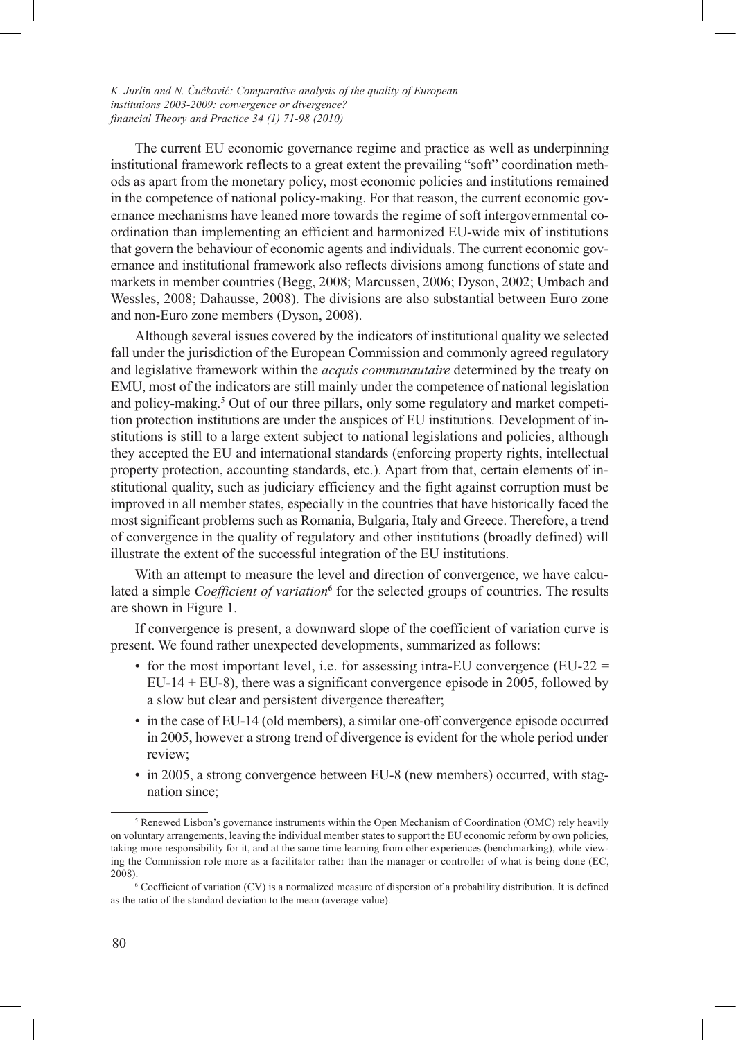The current EU economic governance regime and practice as well as underpinning institutional framework reflects to a great extent the prevailing "soft" coordination methods as apart from the monetary policy, most economic policies and institutions remained in the competence of national policy-making. For that reason, the current economic governance mechanisms have leaned more towards the regime of soft intergovernmental coordination than implementing an efficient and harmonized EU-wide mix of institutions that govern the behaviour of economic agents and individuals. The current economic governance and institutional framework also reflects divisions among functions of state and markets in member countries (Begg, 2008; Marcussen, 2006; Dyson, 2002; Umbach and Wessles, 2008; Dahausse, 2008). The divisions are also substantial between Euro zone and non-Euro zone members (Dyson, 2008).

Although several issues covered by the indicators of institutional quality we selected fall under the jurisdiction of the European Commission and commonly agreed regulatory and legislative framework within the *acquis communautaire* determined by the treaty on EMU, most of the indicators are still mainly under the competence of national legislation and policy-making.[5] Out of our three pillars, only some regulatory and market competition protection institutions are under the auspices of EU institutions. Development of institutions is still to a large extent subject to national legislations and policies, although they accepted the EU and international standards (enforcing property rights, intellectual property protection, accounting standards, etc.). Apart from that, certain elements of institutional quality, such as judiciary efficiency and the fight against corruption must be improved in all member states, especially in the countries that have historically faced the most significant problems such as Romania, Bulgaria, Italy and Greece. Therefore, a trend of convergence in the quality of regulatory and other institutions (broadly defined) will illustrate the extent of the successful integration of the EU institutions.

With an attempt to measure the level and direction of convergence, we have calculated a simple *Coefficient of variation*[6] for the selected groups of countries. The results are shown in Figure 1.

If convergence is present, a downward slope of the coefficient of variation curve is present. We found rather unexpected developments, summarized as follows:

- for the most important level, i.e. for assessing intra-EU convergence (EU-22 = EU-14 + EU-8), there was a significant convergence episode in 2005, followed by a slow but clear and persistent divergence thereafter;
- in the case of EU-14 (old members), a similar one-off convergence episode occurred in 2005, however a strong trend of divergence is evident for the whole period under review;
- in 2005, a strong convergence between EU-8 (new members) occurred, with stagnation since;

[5] Renewed Lisbon's governance instruments within the Open Mechanism of Coordination (OMC) rely heavily on voluntary arrangements, leaving the individual member states to support the EU economic reform by own policies, taking more responsibility for it, and at the same time learning from other experiences (benchmarking), while viewing the Commission role more as a facilitator rather than the manager or controller of what is being done (EC, 2008).

[6] Coefficient of variation (CV) is a normalized measure of dispersion of a probability distribution. It is defined as the ratio of the standard deviation to the mean (average value).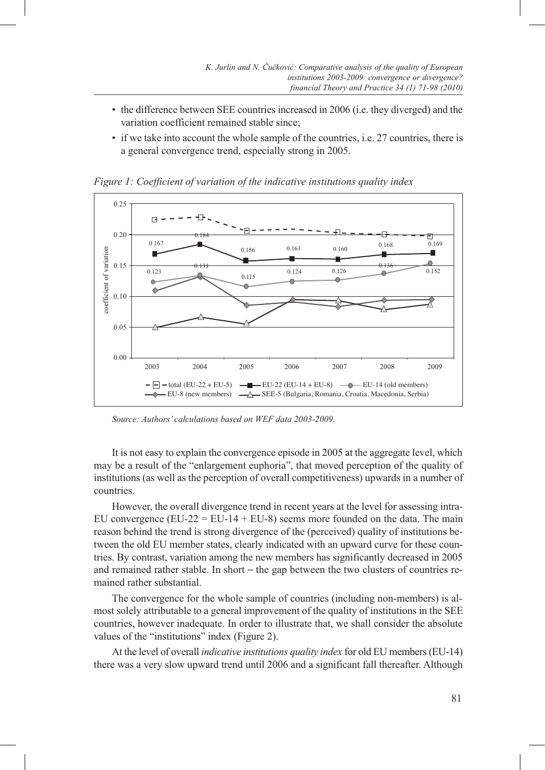- the difference between SEE countries increased in 2006 (i.e. they diverged) and the variation coefficient remained stable since;
- if we take into account the whole sample of the countries, i.e. 27 countries, there is a general convergence trend, especially strong in 2005.

*Figure 1: Coefficient of variation of the indicative institutions quality index*

*Source: Authors' calculations based on WEF data 2003-2009.*

It is not easy to explain the convergence episode in 2005 at the aggregate level, which may be a result of the "enlargement euphoria", that moved perception of the quality of institutions (as well as the perception of overall competitiveness) upwards in a number of countries.

However, the overall divergence trend in recent years at the level for assessing intra-EU convergence (EU-22 = EU-14 + EU-8) seems more founded on the data. The main reason behind the trend is strong divergence of the (perceived) quality of institutions between the old EU member states, clearly indicated with an upward curve for these countries. By contrast, variation among the new members has significantly decreased in 2005 and remained rather stable. In short – the gap between the two clusters of countries remained rather substantial.

The convergence for the whole sample of countries (including non-members) is almost solely attributable to a general improvement of the quality of institutions in the SEE countries, however inadequate. In order to illustrate that, we shall consider the absolute values of the "institutions" index (Figure 2).

At the level of overall *indicative institutions quality index* for old EU members (EU-14) there was a very slow upward trend until 2006 and a significant fall thereafter. Although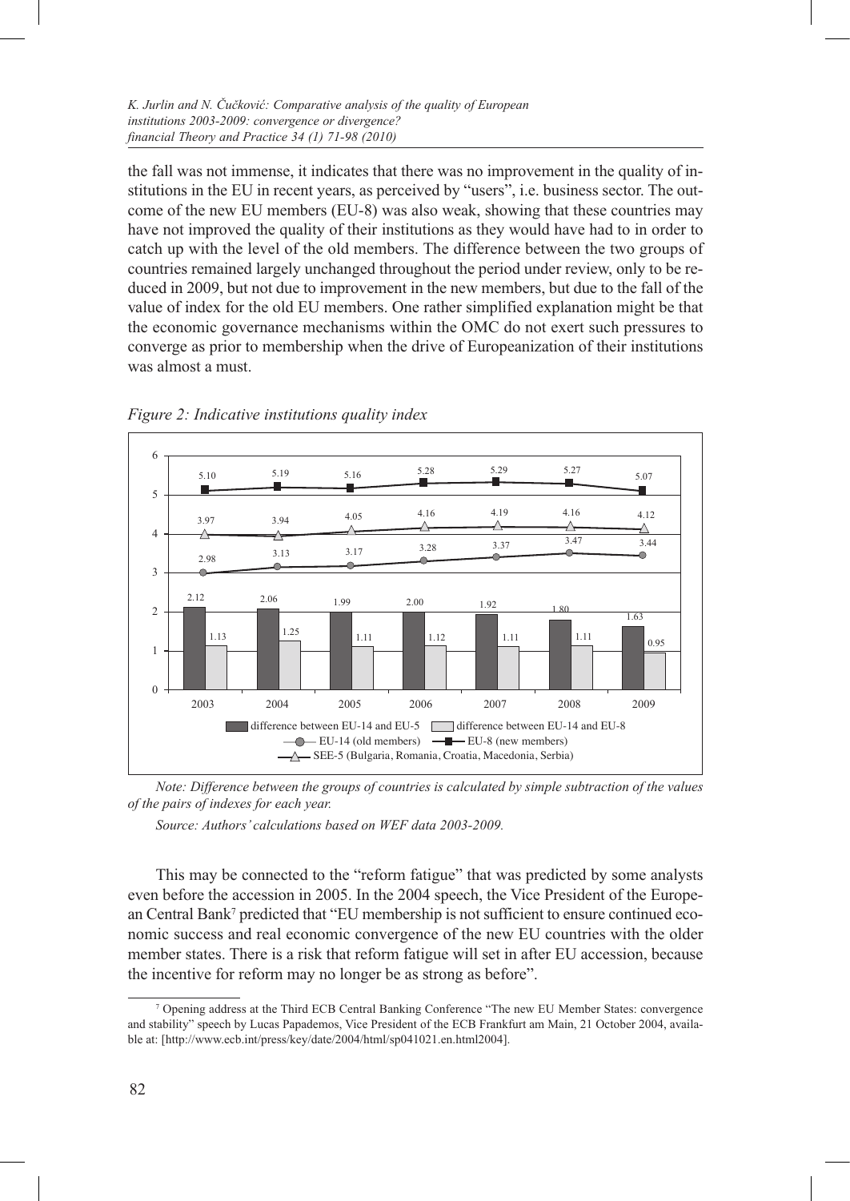the fall was not immense, it indicates that there was no improvement in the quality of institutions in the EU in recent years, as perceived by "users", i.e. business sector. The outcome of the new EU members (EU-8) was also weak, showing that these countries may have not improved the quality of their institutions as they would have had to in order to catch up with the level of the old members. The difference between the two groups of countries remained largely unchanged throughout the period under review, only to be reduced in 2009, but not due to improvement in the new members, but due to the fall of the value of index for the old EU members. One rather simplified explanation might be that the economic governance mechanisms within the OMC do not exert such pressures to converge as prior to membership when the drive of Europeanization of their institutions was almost a must.

*Figure 2: Indicative institutions quality index*

| | 2003 | 2004 | 2005 | 2006 | 2007 | 2008 | 2009 |
|---|---|---|---|---|---|---|---|
| EU-8 (new members) | 5.10 | 5.19 | 5.16 | 5.28 | 5.29 | 5.27 | 5.07 |
| SEE-5 (Bulgaria, Romania, Croatia, Macedonia, Serbia) | 3.97 | 3.94 | 4.05 | 4.16 | 4.19 | 4.16 | 4.12 |
| EU-14 (old members) | 2.98 | 3.13 | 3.17 | 3.28 | 3.37 | 3.47 | 3.44 |
| difference between EU-14 and EU-5 | 2.12 | 2.06 | 1.99 | 2.00 | 1.92 | 1.80 | 1.63 |
| difference between EU-14 and EU-8 | 1.13 | 1.25 | 1.11 | 1.12 | 1.11 | 1.11 | 0.95 |

*Note: Difference between the groups of countries is calculated by simple subtraction of the values of the pairs of indexes for each year.*

*Source: Authors' calculations based on WEF data 2003-2009.*

This may be connected to the "reform fatigue" that was predicted by some analysts even before the accession in 2005. In the 2004 speech, the Vice President of the European Central Bank[7] predicted that "EU membership is not sufficient to ensure continued economic success and real economic convergence of the new EU countries with the older member states. There is a risk that reform fatigue will set in after EU accession, because the incentive for reform may no longer be as strong as before".

[7] Opening address at the Third ECB Central Banking Conference "The new EU Member States: convergence and stability" speech by Lucas Papademos, Vice President of the ECB Frankfurt am Main, 21 October 2004, available at: [http://www.ecb.int/press/key/date/2004/html/sp041021.en.html2004].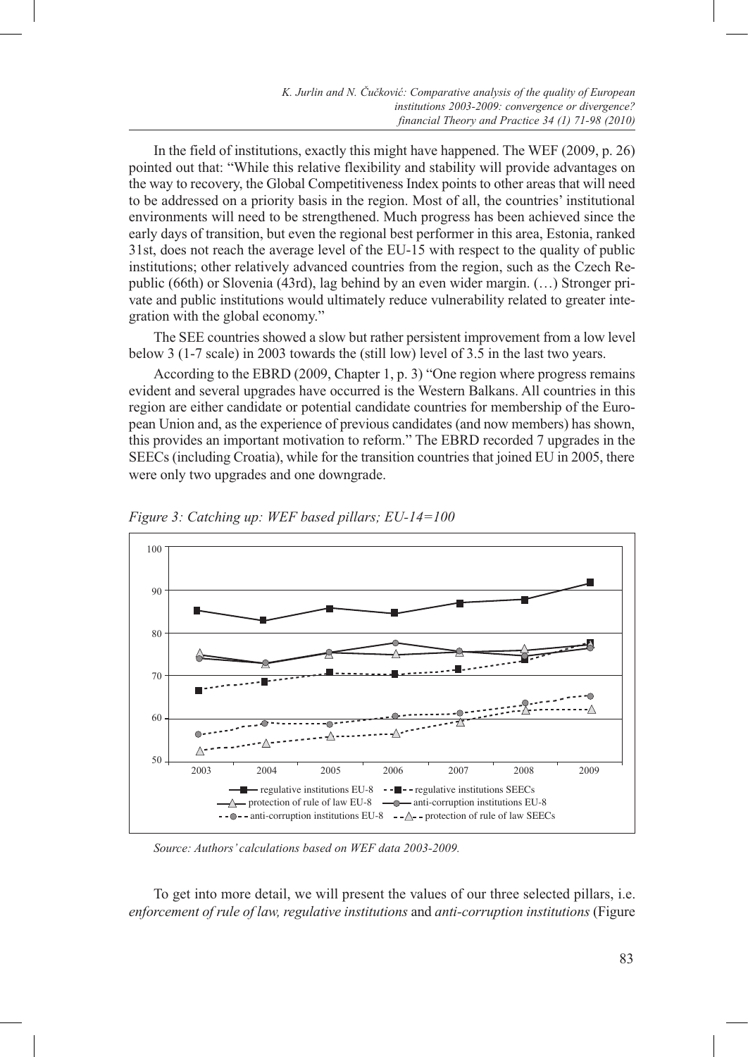In the field of institutions, exactly this might have happened. The WEF (2009, p. 26) pointed out that: "While this relative flexibility and stability will provide advantages on the way to recovery, the Global Competitiveness Index points to other areas that will need to be addressed on a priority basis in the region. Most of all, the countries' institutional environments will need to be strengthened. Much progress has been achieved since the early days of transition, but even the regional best performer in this area, Estonia, ranked 31st, does not reach the average level of the EU-15 with respect to the quality of public institutions; other relatively advanced countries from the region, such as the Czech Republic (66th) or Slovenia (43rd), lag behind by an even wider margin. (…) Stronger private and public institutions would ultimately reduce vulnerability related to greater integration with the global economy."

The SEE countries showed a slow but rather persistent improvement from a low level below 3 (1-7 scale) in 2003 towards the (still low) level of 3.5 in the last two years.

According to the EBRD (2009, Chapter 1, p. 3) "One region where progress remains evident and several upgrades have occurred is the Western Balkans. All countries in this region are either candidate or potential candidate countries for membership of the European Union and, as the experience of previous candidates (and now members) has shown, this provides an important motivation to reform." The EBRD recorded 7 upgrades in the SEECs (including Croatia), while for the transition countries that joined EU in 2005, there were only two upgrades and one downgrade.

*Figure 3: Catching up: WEF based pillars; EU-14=100*

*Source: Authors' calculations based on WEF data 2003-2009.*

To get into more detail, we will present the values of our three selected pillars, i.e. *enforcement of rule of law, regulative institutions* and *anti-corruption institutions* (Figure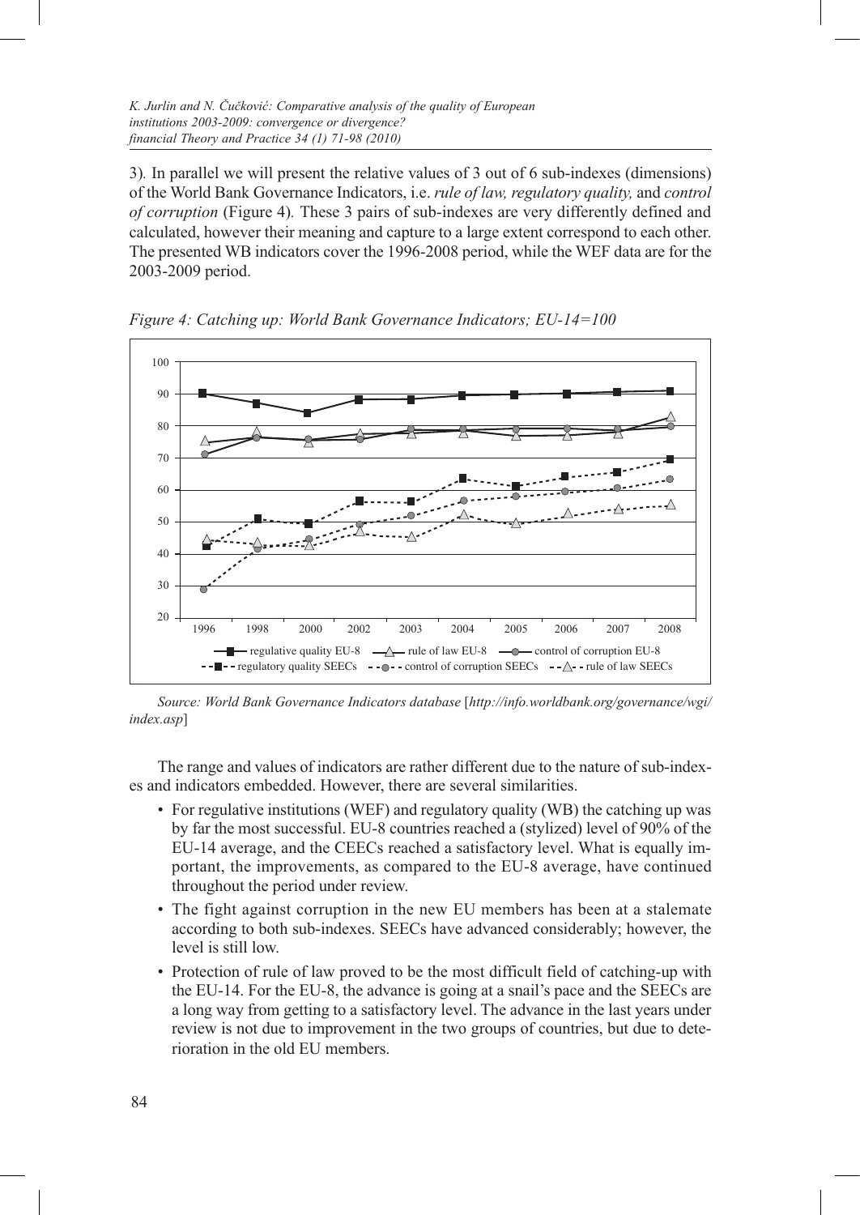3). In parallel we will present the relative values of 3 out of 6 sub-indexes (dimensions) of the World Bank Governance Indicators, i.e. *rule of law, regulatory quality,* and *control of corruption* (Figure 4). These 3 pairs of sub-indexes are very differently defined and calculated, however their meaning and capture to a large extent correspond to each other. The presented WB indicators cover the 1996-2008 period, while the WEF data are for the 2003-2009 period.

*Figure 4: Catching up: World Bank Governance Indicators; EU-14=100*

*Source: World Bank Governance Indicators database* [*http://info.worldbank.org/governance/wgi/index.asp*]

The range and values of indicators are rather different due to the nature of sub-indexes and indicators embedded. However, there are several similarities.

- For regulative institutions (WEF) and regulatory quality (WB) the catching up was by far the most successful. EU-8 countries reached a (stylized) level of 90% of the EU-14 average, and the CEECs reached a satisfactory level. What is equally important, the improvements, as compared to the EU-8 average, have continued throughout the period under review.
- The fight against corruption in the new EU members has been at a stalemate according to both sub-indexes. SEECs have advanced considerably; however, the level is still low.
- Protection of rule of law proved to be the most difficult field of catching-up with the EU-14. For the EU-8, the advance is going at a snail's pace and the SEECs are a long way from getting to a satisfactory level. The advance in the last years under review is not due to improvement in the two groups of countries, but due to deterioration in the old EU members.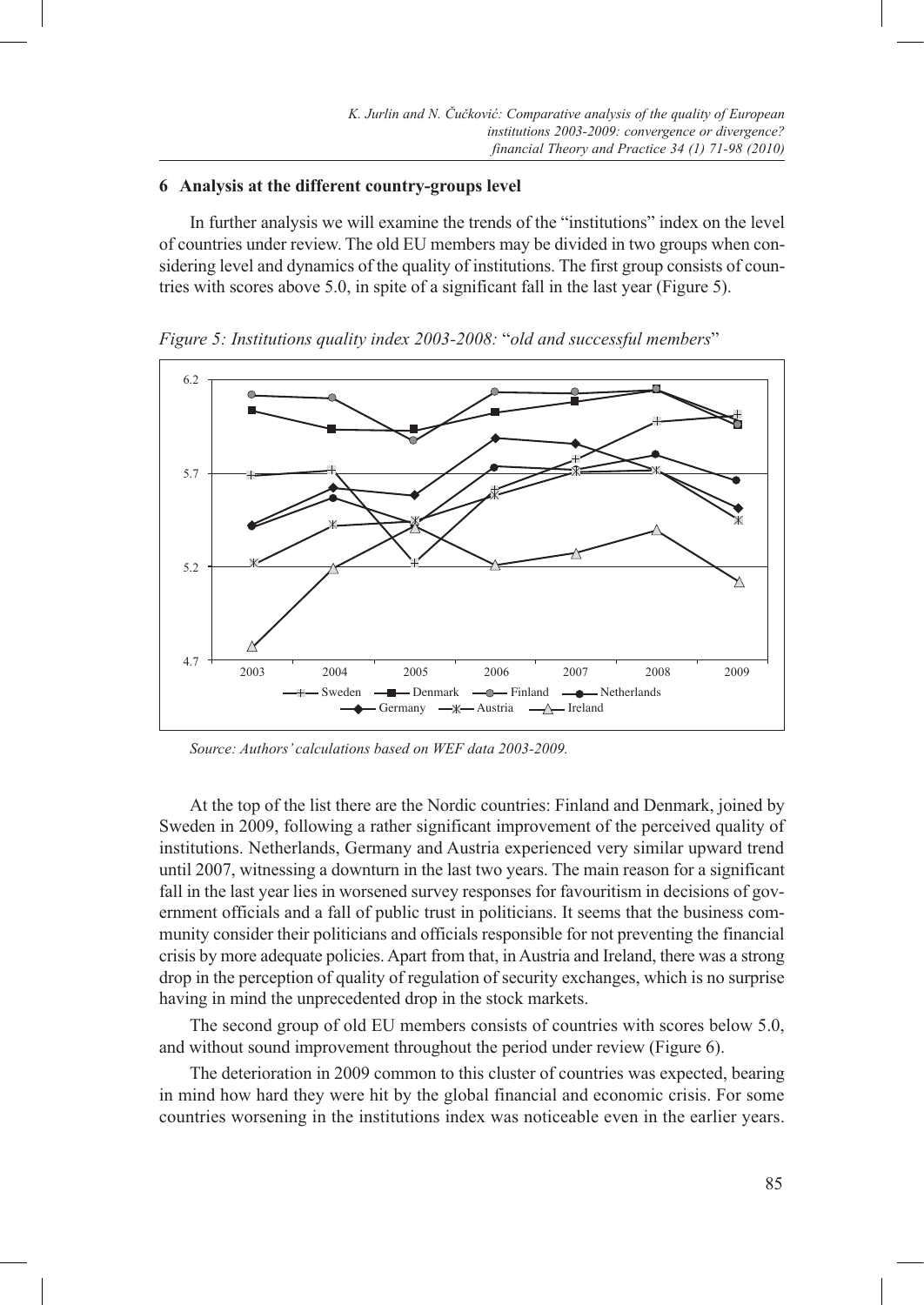## 6 Analysis at the different country-groups level

In further analysis we will examine the trends of the "institutions" index on the level of countries under review. The old EU members may be divided in two groups when considering level and dynamics of the quality of institutions. The first group consists of countries with scores above 5.0, in spite of a significant fall in the last year (Figure 5).

*Figure 5: Institutions quality index 2003-2008:* "*old and successful members*"

*Source: Authors' calculations based on WEF data 2003-2009.*

At the top of the list there are the Nordic countries: Finland and Denmark, joined by Sweden in 2009, following a rather significant improvement of the perceived quality of institutions. Netherlands, Germany and Austria experienced very similar upward trend until 2007, witnessing a downturn in the last two years. The main reason for a significant fall in the last year lies in worsened survey responses for favouritism in decisions of government officials and a fall of public trust in politicians. It seems that the business community consider their politicians and officials responsible for not preventing the financial crisis by more adequate policies. Apart from that, in Austria and Ireland, there was a strong drop in the perception of quality of regulation of security exchanges, which is no surprise having in mind the unprecedented drop in the stock markets.

The second group of old EU members consists of countries with scores below 5.0, and without sound improvement throughout the period under review (Figure 6).

The deterioration in 2009 common to this cluster of countries was expected, bearing in mind how hard they were hit by the global financial and economic crisis. For some countries worsening in the institutions index was noticeable even in the earlier years.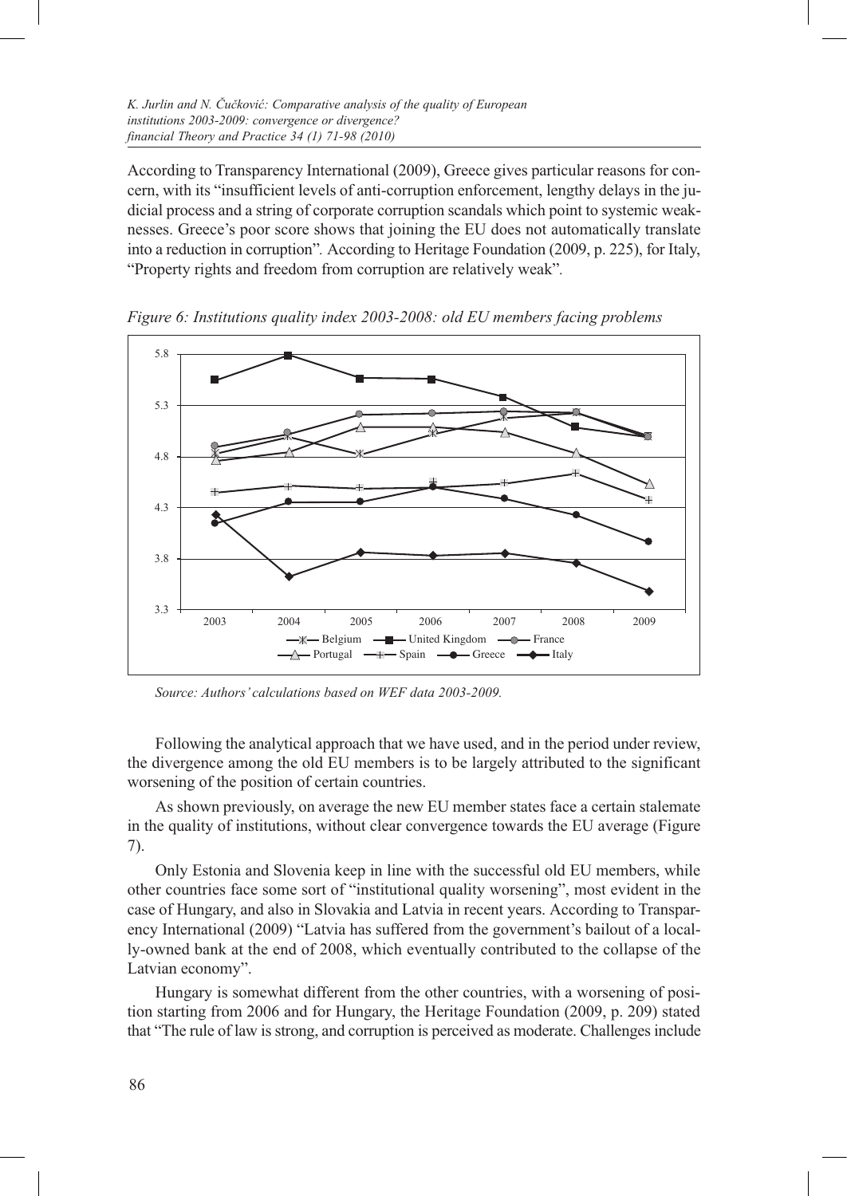According to Transparency International (2009), Greece gives particular reasons for concern, with its "insufficient levels of anti-corruption enforcement, lengthy delays in the judicial process and a string of corporate corruption scandals which point to systemic weaknesses. Greece's poor score shows that joining the EU does not automatically translate into a reduction in corruption". According to Heritage Foundation (2009, p. 225), for Italy, "Property rights and freedom from corruption are relatively weak".

*Figure 6: Institutions quality index 2003-2008: old EU members facing problems*

*Source: Authors' calculations based on WEF data 2003-2009.*

Following the analytical approach that we have used, and in the period under review, the divergence among the old EU members is to be largely attributed to the significant worsening of the position of certain countries.

As shown previously, on average the new EU member states face a certain stalemate in the quality of institutions, without clear convergence towards the EU average (Figure 7).

Only Estonia and Slovenia keep in line with the successful old EU members, while other countries face some sort of "institutional quality worsening", most evident in the case of Hungary, and also in Slovakia and Latvia in recent years. According to Transparency International (2009) "Latvia has suffered from the government's bailout of a locally-owned bank at the end of 2008, which eventually contributed to the collapse of the Latvian economy".

Hungary is somewhat different from the other countries, with a worsening of position starting from 2006 and for Hungary, the Heritage Foundation (2009, p. 209) stated that "The rule of law is strong, and corruption is perceived as moderate. Challenges include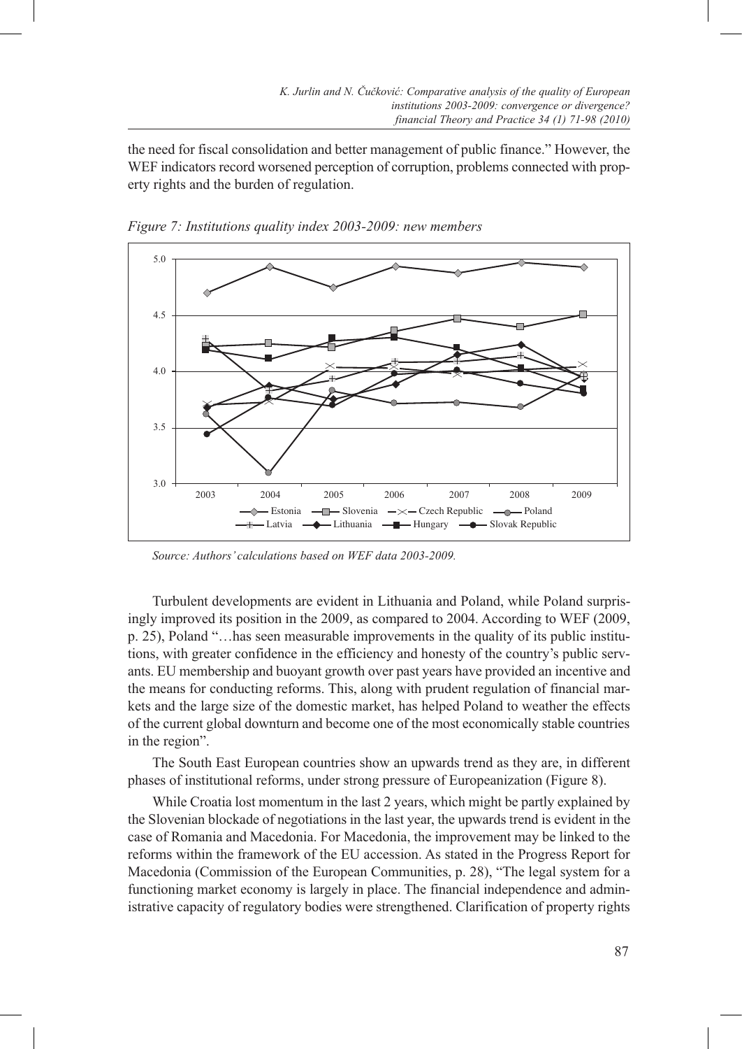the need for fiscal consolidation and better management of public finance." However, the WEF indicators record worsened perception of corruption, problems connected with property rights and the burden of regulation.

*Figure 7: Institutions quality index 2003-2009: new members*

*Source: Authors' calculations based on WEF data 2003-2009.*

Turbulent developments are evident in Lithuania and Poland, while Poland surprisingly improved its position in the 2009, as compared to 2004. According to WEF (2009, p. 25), Poland "…has seen measurable improvements in the quality of its public institutions, with greater confidence in the efficiency and honesty of the country's public servants. EU membership and buoyant growth over past years have provided an incentive and the means for conducting reforms. This, along with prudent regulation of financial markets and the large size of the domestic market, has helped Poland to weather the effects of the current global downturn and become one of the most economically stable countries in the region".

The South East European countries show an upwards trend as they are, in different phases of institutional reforms, under strong pressure of Europeanization (Figure 8).

While Croatia lost momentum in the last 2 years, which might be partly explained by the Slovenian blockade of negotiations in the last year, the upwards trend is evident in the case of Romania and Macedonia. For Macedonia, the improvement may be linked to the reforms within the framework of the EU accession. As stated in the Progress Report for Macedonia (Commission of the European Communities, p. 28), "The legal system for a functioning market economy is largely in place. The financial independence and administrative capacity of regulatory bodies were strengthened. Clarification of property rights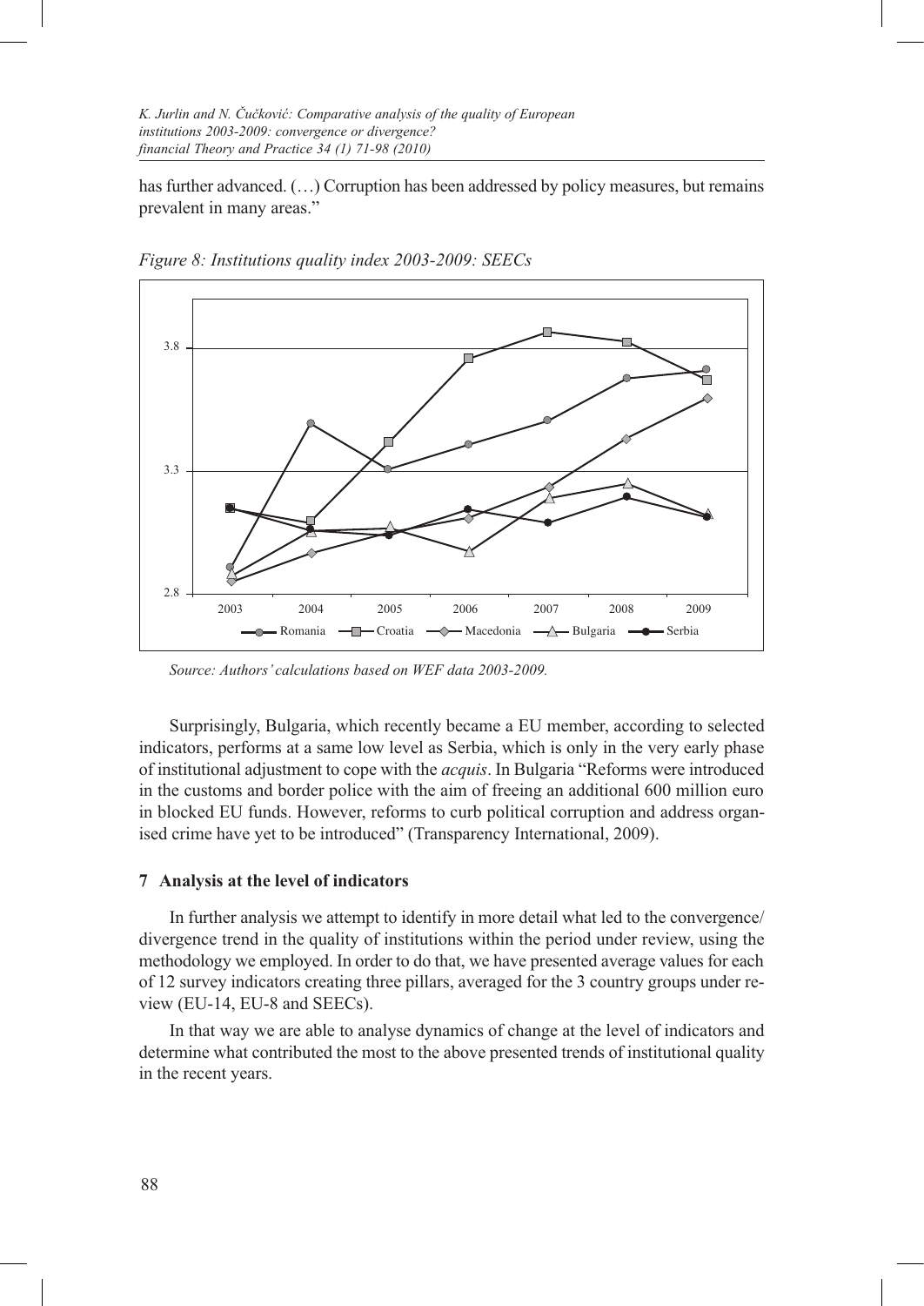has further advanced. (…) Corruption has been addressed by policy measures, but remains prevalent in many areas."

*Figure 8: Institutions quality index 2003-2009: SEECs*

*Source: Authors' calculations based on WEF data 2003-2009.*

Surprisingly, Bulgaria, which recently became a EU member, according to selected indicators, performs at a same low level as Serbia, which is only in the very early phase of institutional adjustment to cope with the *acquis*. In Bulgaria "Reforms were introduced in the customs and border police with the aim of freeing an additional 600 million euro in blocked EU funds. However, reforms to curb political corruption and address organised crime have yet to be introduced" (Transparency International, 2009).

## 7 Analysis at the level of indicators

In further analysis we attempt to identify in more detail what led to the convergence/divergence trend in the quality of institutions within the period under review, using the methodology we employed. In order to do that, we have presented average values for each of 12 survey indicators creating three pillars, averaged for the 3 country groups under review (EU-14, EU-8 and SEECs).

In that way we are able to analyse dynamics of change at the level of indicators and determine what contributed the most to the above presented trends of institutional quality in the recent years.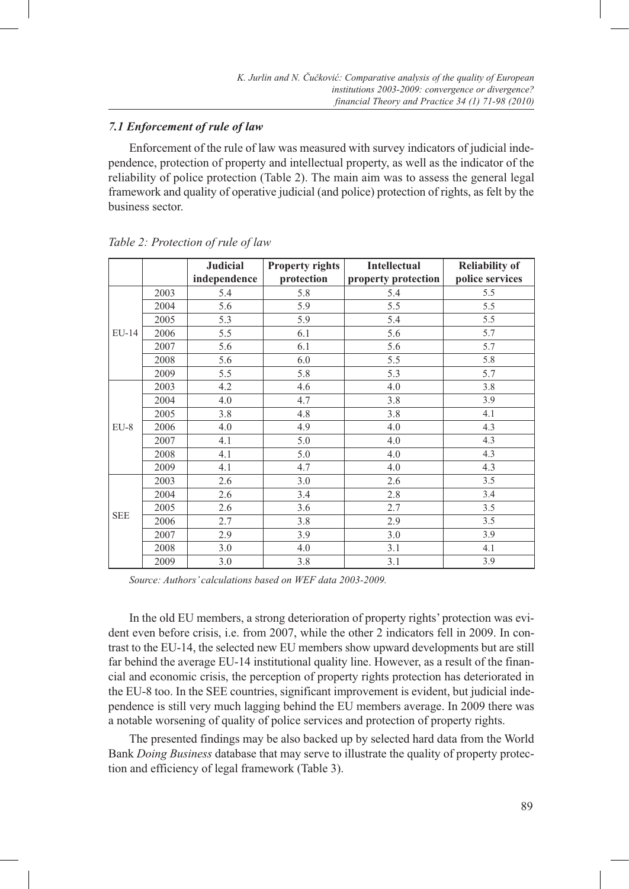### *7.1 Enforcement of rule of law*

Enforcement of the rule of law was measured with survey indicators of judicial independence, protection of property and intellectual property, as well as the indicator of the reliability of police protection (Table 2). The main aim was to assess the general legal framework and quality of operative judicial (and police) protection of rights, as felt by the business sector.

*Table 2: Protection of rule of law*

| | | Judicial independence | Property rights protection | Intellectual property protection | Reliability of police services |
|---|---|---|---|---|---|
| EU-14 | 2003 | 5.4 | 5.8 | 5.4 | 5.5 |
| | 2004 | 5.6 | 5.9 | 5.5 | 5.5 |
| | 2005 | 5.3 | 5.9 | 5.4 | 5.5 |
| | 2006 | 5.5 | 6.1 | 5.6 | 5.7 |
| | 2007 | 5.6 | 6.1 | 5.6 | 5.7 |
| | 2008 | 5.6 | 6.0 | 5.5 | 5.8 |
| | 2009 | 5.5 | 5.8 | 5.3 | 5.7 |
| EU-8 | 2003 | 4.2 | 4.6 | 4.0 | 3.8 |
| | 2004 | 4.0 | 4.7 | 3.8 | 3.9 |
| | 2005 | 3.8 | 4.8 | 3.8 | 4.1 |
| | 2006 | 4.0 | 4.9 | 4.0 | 4.3 |
| | 2007 | 4.1 | 5.0 | 4.0 | 4.3 |
| | 2008 | 4.1 | 5.0 | 4.0 | 4.3 |
| | 2009 | 4.1 | 4.7 | 4.0 | 4.3 |
| SEE | 2003 | 2.6 | 3.0 | 2.6 | 3.5 |
| | 2004 | 2.6 | 3.4 | 2.8 | 3.4 |
| | 2005 | 2.6 | 3.6 | 2.7 | 3.5 |
| | 2006 | 2.7 | 3.8 | 2.9 | 3.5 |
| | 2007 | 2.9 | 3.9 | 3.0 | 3.9 |
| | 2008 | 3.0 | 4.0 | 3.1 | 4.1 |
| | 2009 | 3.0 | 3.8 | 3.1 | 3.9 |

*Source: Authors' calculations based on WEF data 2003-2009.*

In the old EU members, a strong deterioration of property rights' protection was evident even before crisis, i.e. from 2007, while the other 2 indicators fell in 2009. In contrast to the EU-14, the selected new EU members show upward developments but are still far behind the average EU-14 institutional quality line. However, as a result of the financial and economic crisis, the perception of property rights protection has deteriorated in the EU-8 too. In the SEE countries, significant improvement is evident, but judicial independence is still very much lagging behind the EU members average. In 2009 there was a notable worsening of quality of police services and protection of property rights.

The presented findings may be also backed up by selected hard data from the World Bank *Doing Business* database that may serve to illustrate the quality of property protection and efficiency of legal framework (Table 3).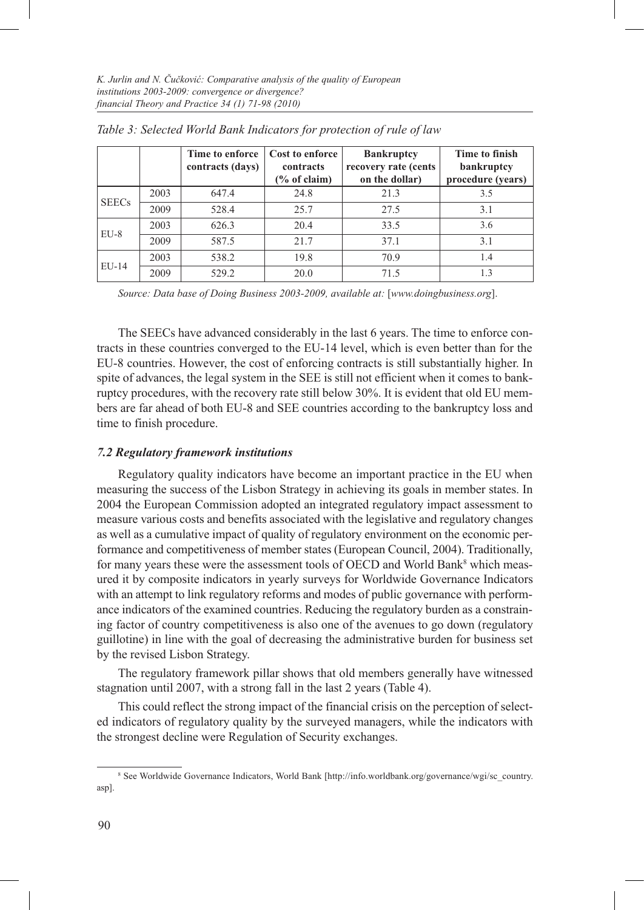*Table 3: Selected World Bank Indicators for protection of rule of law*

| | | Time to enforce contracts (days) | Cost to enforce contracts (% of claim) | Bankruptcy recovery rate (cents on the dollar) | Time to finish bankruptcy procedure (years) |
|---|---|---|---|---|---|
| SEECs | 2003 | 647.4 | 24.8 | 21.3 | 3.5 |
| | 2009 | 528.4 | 25.7 | 27.5 | 3.1 |
| EU-8 | 2003 | 626.3 | 20.4 | 33.5 | 3.6 |
| | 2009 | 587.5 | 21.7 | 37.1 | 3.1 |
| EU-14 | 2003 | 538.2 | 19.8 | 70.9 | 1.4 |
| | 2009 | 529.2 | 20.0 | 71.5 | 1.3 |

*Source: Data base of Doing Business 2003-2009, available at:* [*www.doingbusiness.org*].

The SEECs have advanced considerably in the last 6 years. The time to enforce contracts in these countries converged to the EU-14 level, which is even better than for the EU-8 countries. However, the cost of enforcing contracts is still substantially higher. In spite of advances, the legal system in the SEE is still not efficient when it comes to bankruptcy procedures, with the recovery rate still below 30%. It is evident that old EU members are far ahead of both EU-8 and SEE countries according to the bankruptcy loss and time to finish procedure.

### *7.2 Regulatory framework institutions*

Regulatory quality indicators have become an important practice in the EU when measuring the success of the Lisbon Strategy in achieving its goals in member states. In 2004 the European Commission adopted an integrated regulatory impact assessment to measure various costs and benefits associated with the legislative and regulatory changes as well as a cumulative impact of quality of regulatory environment on the economic performance and competitiveness of member states (European Council, 2004). Traditionally, for many years these were the assessment tools of OECD and World Bank[8] which measured it by composite indicators in yearly surveys for Worldwide Governance Indicators with an attempt to link regulatory reforms and modes of public governance with performance indicators of the examined countries. Reducing the regulatory burden as a constraining factor of country competitiveness is also one of the avenues to go down (regulatory guillotine) in line with the goal of decreasing the administrative burden for business set by the revised Lisbon Strategy.

The regulatory framework pillar shows that old members generally have witnessed stagnation until 2007, with a strong fall in the last 2 years (Table 4).

This could reflect the strong impact of the financial crisis on the perception of selected indicators of regulatory quality by the surveyed managers, while the indicators with the strongest decline were Regulation of Security exchanges.

[8] See Worldwide Governance Indicators, World Bank [http://info.worldbank.org/governance/wgi/sc_country.asp].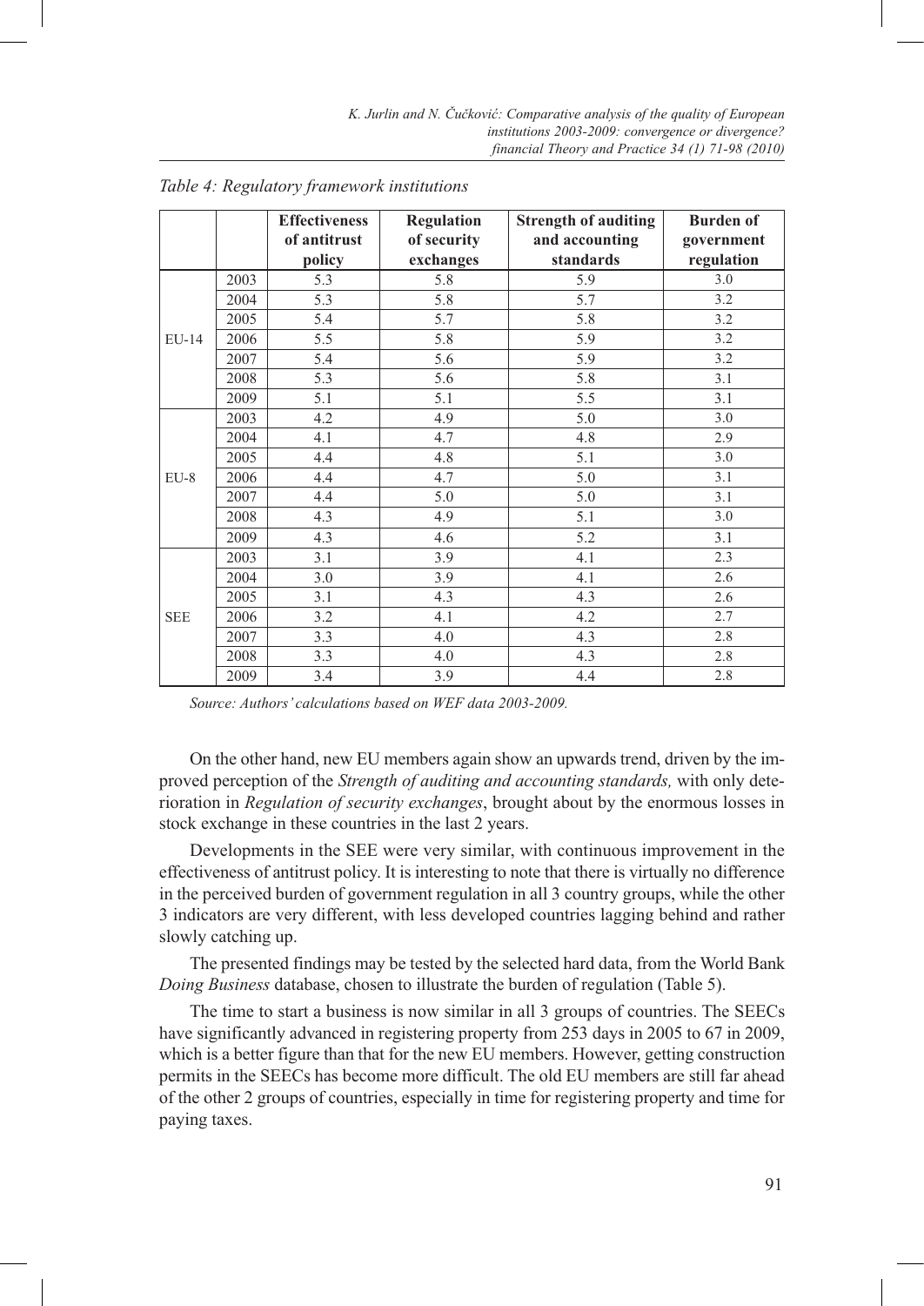*Table 4: Regulatory framework institutions*

| | | Effectiveness of antitrust policy | Regulation of security exchanges | Strength of auditing and accounting standards | Burden of government regulation |
|---|---|---|---|---|---|
| EU-14 | 2003 | 5.3 | 5.8 | 5.9 | 3.0 |
| | 2004 | 5.3 | 5.8 | 5.7 | 3.2 |
| | 2005 | 5.4 | 5.7 | 5.8 | 3.2 |
| | 2006 | 5.5 | 5.8 | 5.9 | 3.2 |
| | 2007 | 5.4 | 5.6 | 5.9 | 3.2 |
| | 2008 | 5.3 | 5.6 | 5.8 | 3.1 |
| | 2009 | 5.1 | 5.1 | 5.5 | 3.1 |
| EU-8 | 2003 | 4.2 | 4.9 | 5.0 | 3.0 |
| | 2004 | 4.1 | 4.7 | 4.8 | 2.9 |
| | 2005 | 4.4 | 4.8 | 5.1 | 3.0 |
| | 2006 | 4.4 | 4.7 | 5.0 | 3.1 |
| | 2007 | 4.4 | 5.0 | 5.0 | 3.1 |
| | 2008 | 4.3 | 4.9 | 5.1 | 3.0 |
| | 2009 | 4.3 | 4.6 | 5.2 | 3.1 |
| SEE | 2003 | 3.1 | 3.9 | 4.1 | 2.3 |
| | 2004 | 3.0 | 3.9 | 4.1 | 2.6 |
| | 2005 | 3.1 | 4.3 | 4.3 | 2.6 |
| | 2006 | 3.2 | 4.1 | 4.2 | 2.7 |
| | 2007 | 3.3 | 4.0 | 4.3 | 2.8 |
| | 2008 | 3.3 | 4.0 | 4.3 | 2.8 |
| | 2009 | 3.4 | 3.9 | 4.4 | 2.8 |

*Source: Authors' calculations based on WEF data 2003-2009.*

On the other hand, new EU members again show an upwards trend, driven by the improved perception of the *Strength of auditing and accounting standards,* with only deterioration in *Regulation of security exchanges*, brought about by the enormous losses in stock exchange in these countries in the last 2 years.

Developments in the SEE were very similar, with continuous improvement in the effectiveness of antitrust policy. It is interesting to note that there is virtually no difference in the perceived burden of government regulation in all 3 country groups, while the other 3 indicators are very different, with less developed countries lagging behind and rather slowly catching up.

The presented findings may be tested by the selected hard data, from the World Bank *Doing Business* database, chosen to illustrate the burden of regulation (Table 5).

The time to start a business is now similar in all 3 groups of countries. The SEECs have significantly advanced in registering property from 253 days in 2005 to 67 in 2009, which is a better figure than that for the new EU members. However, getting construction permits in the SEECs has become more difficult. The old EU members are still far ahead of the other 2 groups of countries, especially in time for registering property and time for paying taxes.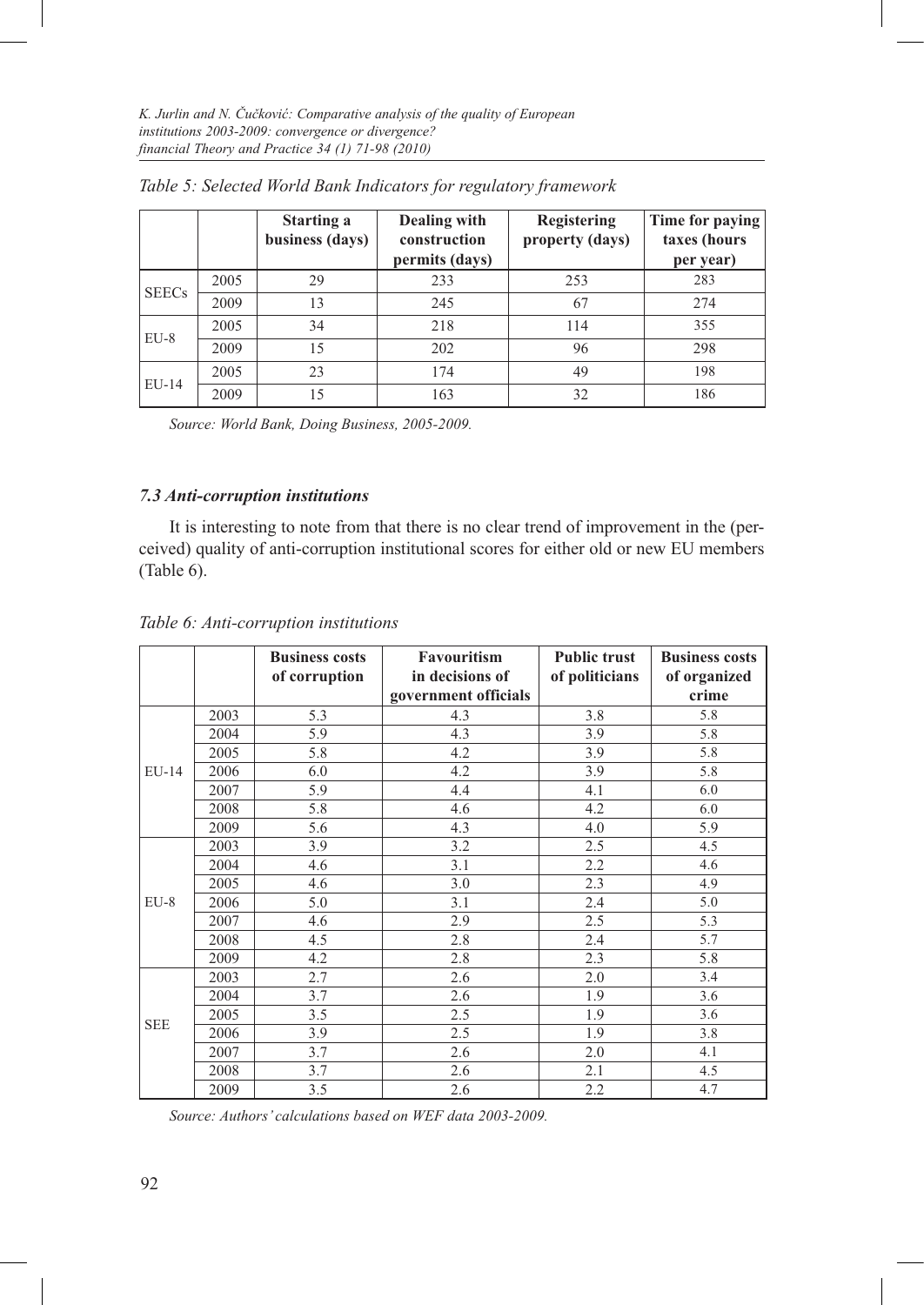*Table 5: Selected World Bank Indicators for regulatory framework*

| | | Starting a business (days) | Dealing with construction permits (days) | Registering property (days) | Time for paying taxes (hours per year) |
|---|---|---|---|---|---|
| SEECs | 2005 | 29 | 233 | 253 | 283 |
| | 2009 | 13 | 245 | 67 | 274 |
| EU-8 | 2005 | 34 | 218 | 114 | 355 |
| | 2009 | 15 | 202 | 96 | 298 |
| EU-14 | 2005 | 23 | 174 | 49 | 198 |
| | 2009 | 15 | 163 | 32 | 186 |

*Source: World Bank, Doing Business, 2005-2009.*

### *7.3 Anti-corruption institutions*

It is interesting to note from that there is no clear trend of improvement in the (perceived) quality of anti-corruption institutional scores for either old or new EU members (Table 6).

*Table 6: Anti-corruption institutions*

| | | Business costs of corruption | Favouritism in decisions of government officials | Public trust of politicians | Business costs of organized crime |
|---|---|---|---|---|---|
| EU-14 | 2003 | 5.3 | 4.3 | 3.8 | 5.8 |
| | 2004 | 5.9 | 4.3 | 3.9 | 5.8 |
| | 2005 | 5.8 | 4.2 | 3.9 | 5.8 |
| | 2006 | 6.0 | 4.2 | 3.9 | 5.8 |
| | 2007 | 5.9 | 4.4 | 4.1 | 6.0 |
| | 2008 | 5.8 | 4.6 | 4.2 | 6.0 |
| | 2009 | 5.6 | 4.3 | 4.0 | 5.9 |
| EU-8 | 2003 | 3.9 | 3.2 | 2.5 | 4.5 |
| | 2004 | 4.6 | 3.1 | 2.2 | 4.6 |
| | 2005 | 4.6 | 3.0 | 2.3 | 4.9 |
| | 2006 | 5.0 | 3.1 | 2.4 | 5.0 |
| | 2007 | 4.6 | 2.9 | 2.5 | 5.3 |
| | 2008 | 4.5 | 2.8 | 2.4 | 5.7 |
| | 2009 | 4.2 | 2.8 | 2.3 | 5.8 |
| SEE | 2003 | 2.7 | 2.6 | 2.0 | 3.4 |
| | 2004 | 3.7 | 2.6 | 1.9 | 3.6 |
| | 2005 | 3.5 | 2.5 | 1.9 | 3.6 |
| | 2006 | 3.9 | 2.5 | 1.9 | 3.8 |
| | 2007 | 3.7 | 2.6 | 2.0 | 4.1 |
| | 2008 | 3.7 | 2.6 | 2.1 | 4.5 |
| | 2009 | 3.5 | 2.6 | 2.2 | 4.7 |

*Source: Authors' calculations based on WEF data 2003-2009.*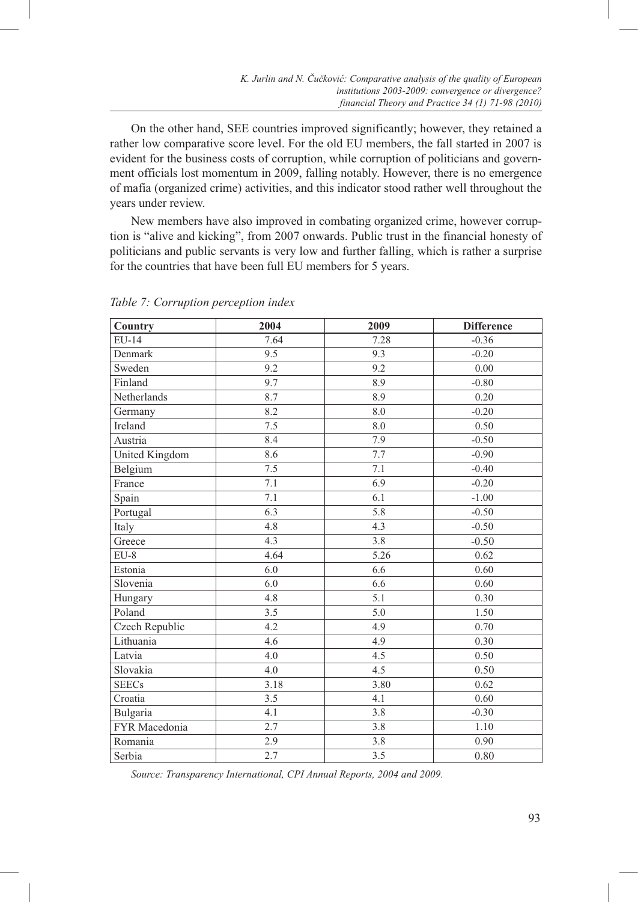On the other hand, SEE countries improved significantly; however, they retained a rather low comparative score level. For the old EU members, the fall started in 2007 is evident for the business costs of corruption, while corruption of politicians and government officials lost momentum in 2009, falling notably. However, there is no emergence of mafia (organized crime) activities, and this indicator stood rather well throughout the years under review.

New members have also improved in combating organized crime, however corruption is "alive and kicking", from 2007 onwards. Public trust in the financial honesty of politicians and public servants is very low and further falling, which is rather a surprise for the countries that have been full EU members for 5 years.

*Table 7: Corruption perception index*

| Country | 2004 | 2009 | Difference |
|---|---|---|---|
| EU-14 | 7.64 | 7.28 | -0.36 |
| Denmark | 9.5 | 9.3 | -0.20 |
| Sweden | 9.2 | 9.2 | 0.00 |
| Finland | 9.7 | 8.9 | -0.80 |
| Netherlands | 8.7 | 8.9 | 0.20 |
| Germany | 8.2 | 8.0 | -0.20 |
| Ireland | 7.5 | 8.0 | 0.50 |
| Austria | 8.4 | 7.9 | -0.50 |
| United Kingdom | 8.6 | 7.7 | -0.90 |
| Belgium | 7.5 | 7.1 | -0.40 |
| France | 7.1 | 6.9 | -0.20 |
| Spain | 7.1 | 6.1 | -1.00 |
| Portugal | 6.3 | 5.8 | -0.50 |
| Italy | 4.8 | 4.3 | -0.50 |
| Greece | 4.3 | 3.8 | -0.50 |
| EU-8 | 4.64 | 5.26 | 0.62 |
| Estonia | 6.0 | 6.6 | 0.60 |
| Slovenia | 6.0 | 6.6 | 0.60 |
| Hungary | 4.8 | 5.1 | 0.30 |
| Poland | 3.5 | 5.0 | 1.50 |
| Czech Republic | 4.2 | 4.9 | 0.70 |
| Lithuania | 4.6 | 4.9 | 0.30 |
| Latvia | 4.0 | 4.5 | 0.50 |
| Slovakia | 4.0 | 4.5 | 0.50 |
| SEECs | 3.18 | 3.80 | 0.62 |
| Croatia | 3.5 | 4.1 | 0.60 |
| Bulgaria | 4.1 | 3.8 | -0.30 |
| FYR Macedonia | 2.7 | 3.8 | 1.10 |
| Romania | 2.9 | 3.8 | 0.90 |
| Serbia | 2.7 | 3.5 | 0.80 |

*Source: Transparency International, CPI Annual Reports, 2004 and 2009.*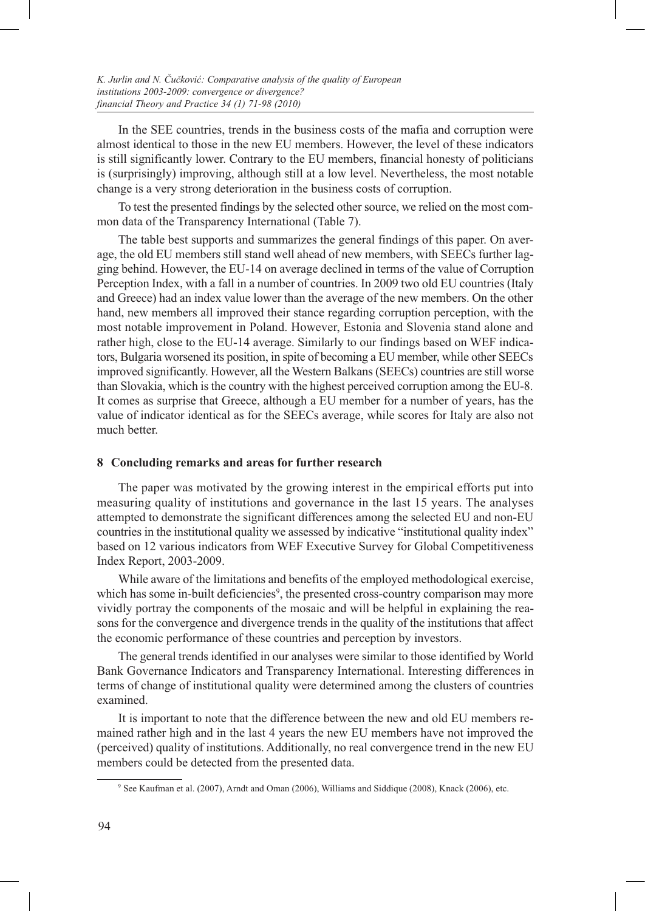In the SEE countries, trends in the business costs of the mafia and corruption were almost identical to those in the new EU members. However, the level of these indicators is still significantly lower. Contrary to the EU members, financial honesty of politicians is (surprisingly) improving, although still at a low level. Nevertheless, the most notable change is a very strong deterioration in the business costs of corruption.

To test the presented findings by the selected other source, we relied on the most common data of the Transparency International (Table 7).

The table best supports and summarizes the general findings of this paper. On average, the old EU members still stand well ahead of new members, with SEECs further lagging behind. However, the EU-14 on average declined in terms of the value of Corruption Perception Index, with a fall in a number of countries. In 2009 two old EU countries (Italy and Greece) had an index value lower than the average of the new members. On the other hand, new members all improved their stance regarding corruption perception, with the most notable improvement in Poland. However, Estonia and Slovenia stand alone and rather high, close to the EU-14 average. Similarly to our findings based on WEF indicators, Bulgaria worsened its position, in spite of becoming a EU member, while other SEECs improved significantly. However, all the Western Balkans (SEECs) countries are still worse than Slovakia, which is the country with the highest perceived corruption among the EU-8. It comes as surprise that Greece, although a EU member for a number of years, has the value of indicator identical as for the SEECs average, while scores for Italy are also not much better.

## 8 Concluding remarks and areas for further research

The paper was motivated by the growing interest in the empirical efforts put into measuring quality of institutions and governance in the last 15 years. The analyses attempted to demonstrate the significant differences among the selected EU and non-EU countries in the institutional quality we assessed by indicative "institutional quality index" based on 12 various indicators from WEF Executive Survey for Global Competitiveness Index Report, 2003-2009.

While aware of the limitations and benefits of the employed methodological exercise, which has some in-built deficiencies[9], the presented cross-country comparison may more vividly portray the components of the mosaic and will be helpful in explaining the reasons for the convergence and divergence trends in the quality of the institutions that affect the economic performance of these countries and perception by investors.

The general trends identified in our analyses were similar to those identified by World Bank Governance Indicators and Transparency International. Interesting differences in terms of change of institutional quality were determined among the clusters of countries examined.

It is important to note that the difference between the new and old EU members remained rather high and in the last 4 years the new EU members have not improved the (perceived) quality of institutions. Additionally, no real convergence trend in the new EU members could be detected from the presented data.

[9] See Kaufman et al. (2007), Arndt and Oman (2006), Williams and Siddique (2008), Knack (2006), etc.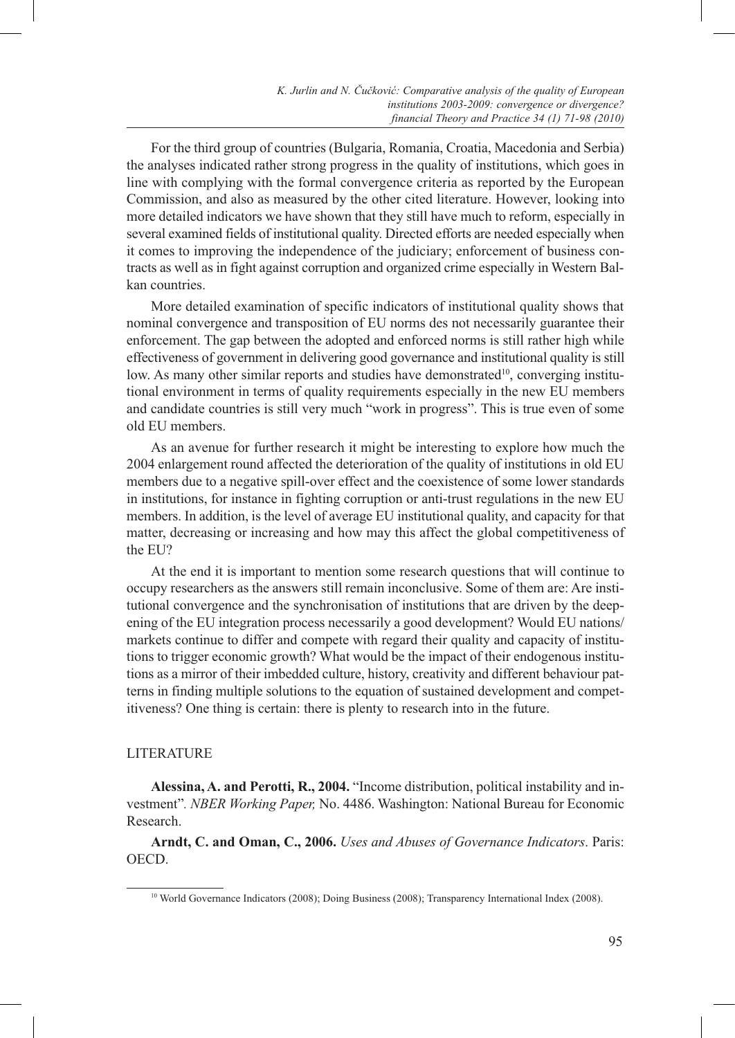For the third group of countries (Bulgaria, Romania, Croatia, Macedonia and Serbia) the analyses indicated rather strong progress in the quality of institutions, which goes in line with complying with the formal convergence criteria as reported by the European Commission, and also as measured by the other cited literature. However, looking into more detailed indicators we have shown that they still have much to reform, especially in several examined fields of institutional quality. Directed efforts are needed especially when it comes to improving the independence of the judiciary; enforcement of business contracts as well as in fight against corruption and organized crime especially in Western Balkan countries.

More detailed examination of specific indicators of institutional quality shows that nominal convergence and transposition of EU norms des not necessarily guarantee their enforcement. The gap between the adopted and enforced norms is still rather high while effectiveness of government in delivering good governance and institutional quality is still low. As many other similar reports and studies have demonstrated[10], converging institutional environment in terms of quality requirements especially in the new EU members and candidate countries is still very much "work in progress". This is true even of some old EU members.

As an avenue for further research it might be interesting to explore how much the 2004 enlargement round affected the deterioration of the quality of institutions in old EU members due to a negative spill-over effect and the coexistence of some lower standards in institutions, for instance in fighting corruption or anti-trust regulations in the new EU members. In addition, is the level of average EU institutional quality, and capacity for that matter, decreasing or increasing and how may this affect the global competitiveness of the EU?

At the end it is important to mention some research questions that will continue to occupy researchers as the answers still remain inconclusive. Some of them are: Are institutional convergence and the synchronisation of institutions that are driven by the deepening of the EU integration process necessarily a good development? Would EU nations/markets continue to differ and compete with regard their quality and capacity of institutions to trigger economic growth? What would be the impact of their endogenous institutions as a mirror of their imbedded culture, history, creativity and different behaviour patterns in finding multiple solutions to the equation of sustained development and competitiveness? One thing is certain: there is plenty to research into in the future.

## LITERATURE

**Alessina, A. and Perotti, R., 2004.** "Income distribution, political instability and investment". *NBER Working Paper,* No. 4486. Washington: National Bureau for Economic Research.

**Arndt, C. and Oman, C., 2006.** *Uses and Abuses of Governance Indicators*. Paris: OECD.

---

[10] World Governance Indicators (2008); Doing Business (2008); Transparency International Index (2008).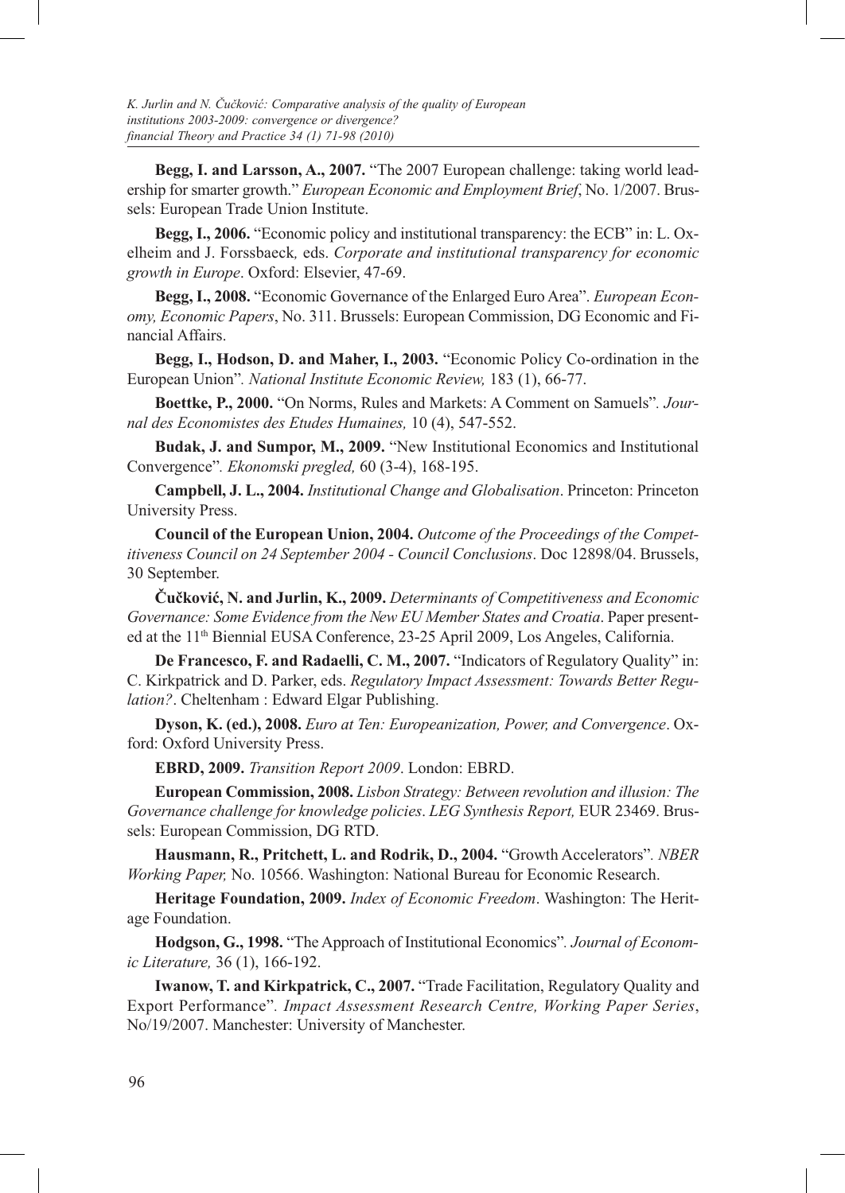**Begg, I. and Larsson, A., 2007.** "The 2007 European challenge: taking world leadership for smarter growth." *European Economic and Employment Brief*, No. 1/2007. Brussels: European Trade Union Institute.

**Begg, I., 2006.** "Economic policy and institutional transparency: the ECB" in: L. Oxelheim and J. Forssbaeck*,* eds. *Corporate and institutional transparency for economic growth in Europe*. Oxford: Elsevier, 47-69.

**Begg, I., 2008.** "Economic Governance of the Enlarged Euro Area". *European Economy, Economic Papers*, No. 311. Brussels: European Commission, DG Economic and Financial Affairs.

**Begg, I., Hodson, D. and Maher, I., 2003.** "Economic Policy Co-ordination in the European Union"*. National Institute Economic Review,* 183 (1), 66-77.

**Boettke, P., 2000.** "On Norms, Rules and Markets: A Comment on Samuels"*. Journal des Economistes des Etudes Humaines,* 10 (4), 547-552.

**Budak, J. and Sumpor, M., 2009.** "New Institutional Economics and Institutional Convergence"*. Ekonomski pregled,* 60 (3-4), 168-195.

**Campbell, J. L., 2004.** *Institutional Change and Globalisation*. Princeton: Princeton University Press.

**Council of the European Union, 2004.** *Outcome of the Proceedings of the Competitiveness Council on 24 September 2004 - Council Conclusions*. Doc 12898/04. Brussels, 30 September.

**Čučković, N. and Jurlin, K., 2009.** *Determinants of Competitiveness and Economic Governance: Some Evidence from the New EU Member States and Croatia*. Paper presented at the 11th Biennial EUSA Conference, 23-25 April 2009, Los Angeles, California.

**De Francesco, F. and Radaelli, C. M., 2007.** "Indicators of Regulatory Quality" in: C. Kirkpatrick and D. Parker, eds. *Regulatory Impact Assessment: Towards Better Regulation?*. Cheltenham : Edward Elgar Publishing.

**Dyson, K. (ed.), 2008.** *Euro at Ten: Europeanization, Power, and Convergence*. Oxford: Oxford University Press.

**EBRD, 2009.** *Transition Report 2009*. London: EBRD.

**European Commission, 2008.** *Lisbon Strategy: Between revolution and illusion: The Governance challenge for knowledge policies*. *LEG Synthesis Report,* EUR 23469. Brussels: European Commission, DG RTD.

**Hausmann, R., Pritchett, L. and Rodrik, D., 2004.** "Growth Accelerators"*. NBER Working Paper,* No. 10566. Washington: National Bureau for Economic Research.

**Heritage Foundation, 2009.** *Index of Economic Freedom*. Washington: The Heritage Foundation.

**Hodgson, G., 1998.** "The Approach of Institutional Economics"*. Journal of Economic Literature,* 36 (1), 166-192.

**Iwanow, T. and Kirkpatrick, C., 2007.** "Trade Facilitation, Regulatory Quality and Export Performance"*. Impact Assessment Research Centre, Working Paper Series*, No/19/2007. Manchester: University of Manchester.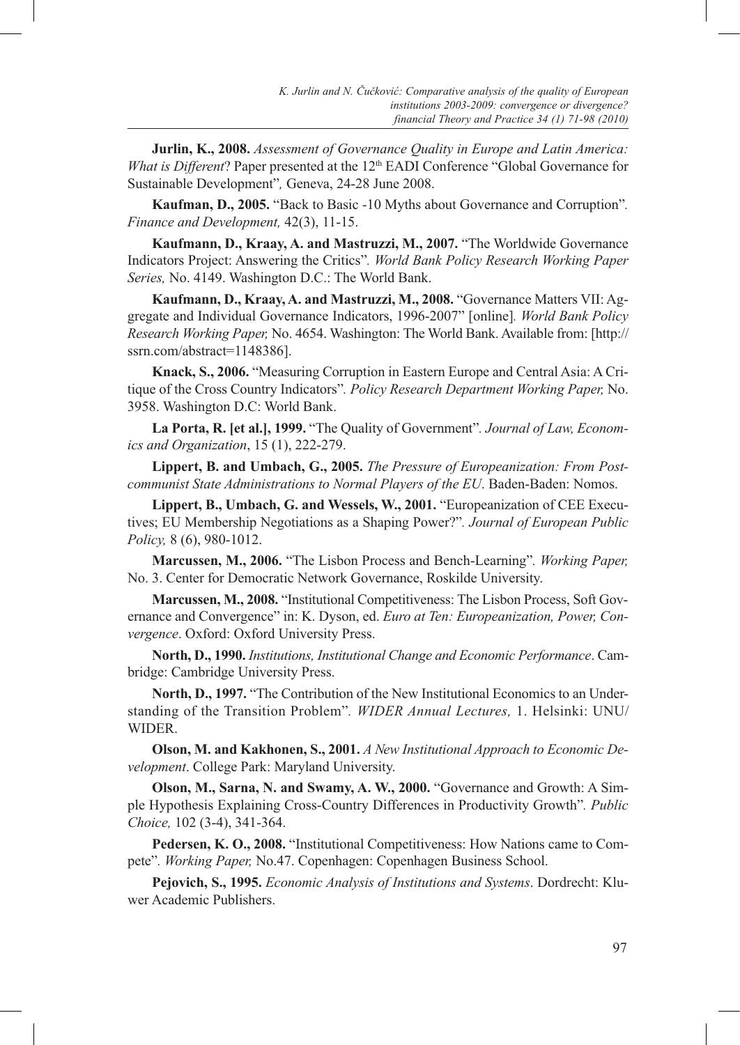**Jurlin, K., 2008.** *Assessment of Governance Quality in Europe and Latin America: What is Different*? Paper presented at the 12th EADI Conference "Global Governance for Sustainable Development"*,* Geneva, 24-28 June 2008.

**Kaufman, D., 2005.** "Back to Basic -10 Myths about Governance and Corruption"*. Finance and Development,* 42(3), 11-15.

**Kaufmann, D., Kraay, A. and Mastruzzi, M., 2007.** "The Worldwide Governance Indicators Project: Answering the Critics"*. World Bank Policy Research Working Paper Series,* No. 4149. Washington D.C.: The World Bank.

**Kaufmann, D., Kraay, A. and Mastruzzi, M., 2008.** "Governance Matters VII: Aggregate and Individual Governance Indicators, 1996-2007" [online]*. World Bank Policy Research Working Paper,* No. 4654. Washington: The World Bank. Available from: [http://ssrn.com/abstract=1148386].

**Knack, S., 2006.** "Measuring Corruption in Eastern Europe and Central Asia: A Critique of the Cross Country Indicators"*. Policy Research Department Working Paper,* No. 3958. Washington D.C: World Bank.

**La Porta, R. [et al.], 1999.** "The Quality of Government"*. Journal of Law, Economics and Organization*, 15 (1), 222-279.

**Lippert, B. and Umbach, G., 2005.** *The Pressure of Europeanization: From Post-communist State Administrations to Normal Players of the EU*. Baden-Baden: Nomos.

**Lippert, B., Umbach, G. and Wessels, W., 2001.** "Europeanization of CEE Executives; EU Membership Negotiations as a Shaping Power?"*. Journal of European Public Policy,* 8 (6), 980-1012.

**Marcussen, M., 2006.** "The Lisbon Process and Bench-Learning"*. Working Paper,* No. 3. Center for Democratic Network Governance, Roskilde University.

**Marcussen, M., 2008.** "Institutional Competitiveness: The Lisbon Process, Soft Governance and Convergence" in: K. Dyson, ed. *Euro at Ten: Europeanization, Power, Convergence*. Oxford: Oxford University Press.

**North, D., 1990.** *Institutions, Institutional Change and Economic Performance*. Cambridge: Cambridge University Press.

**North, D., 1997.** "The Contribution of the New Institutional Economics to an Understanding of the Transition Problem"*. WIDER Annual Lectures,* 1. Helsinki: UNU/WIDER.

**Olson, M. and Kakhonen, S., 2001.** *A New Institutional Approach to Economic Development*. College Park: Maryland University.

**Olson, M., Sarna, N. and Swamy, A. W., 2000.** "Governance and Growth: A Simple Hypothesis Explaining Cross-Country Differences in Productivity Growth"*. Public Choice,* 102 (3-4), 341-364.

**Pedersen, K. O., 2008.** "Institutional Competitiveness: How Nations came to Compete"*. Working Paper,* No.47. Copenhagen: Copenhagen Business School.

**Pejovich, S., 1995.** *Economic Analysis of Institutions and Systems*. Dordrecht: Kluwer Academic Publishers.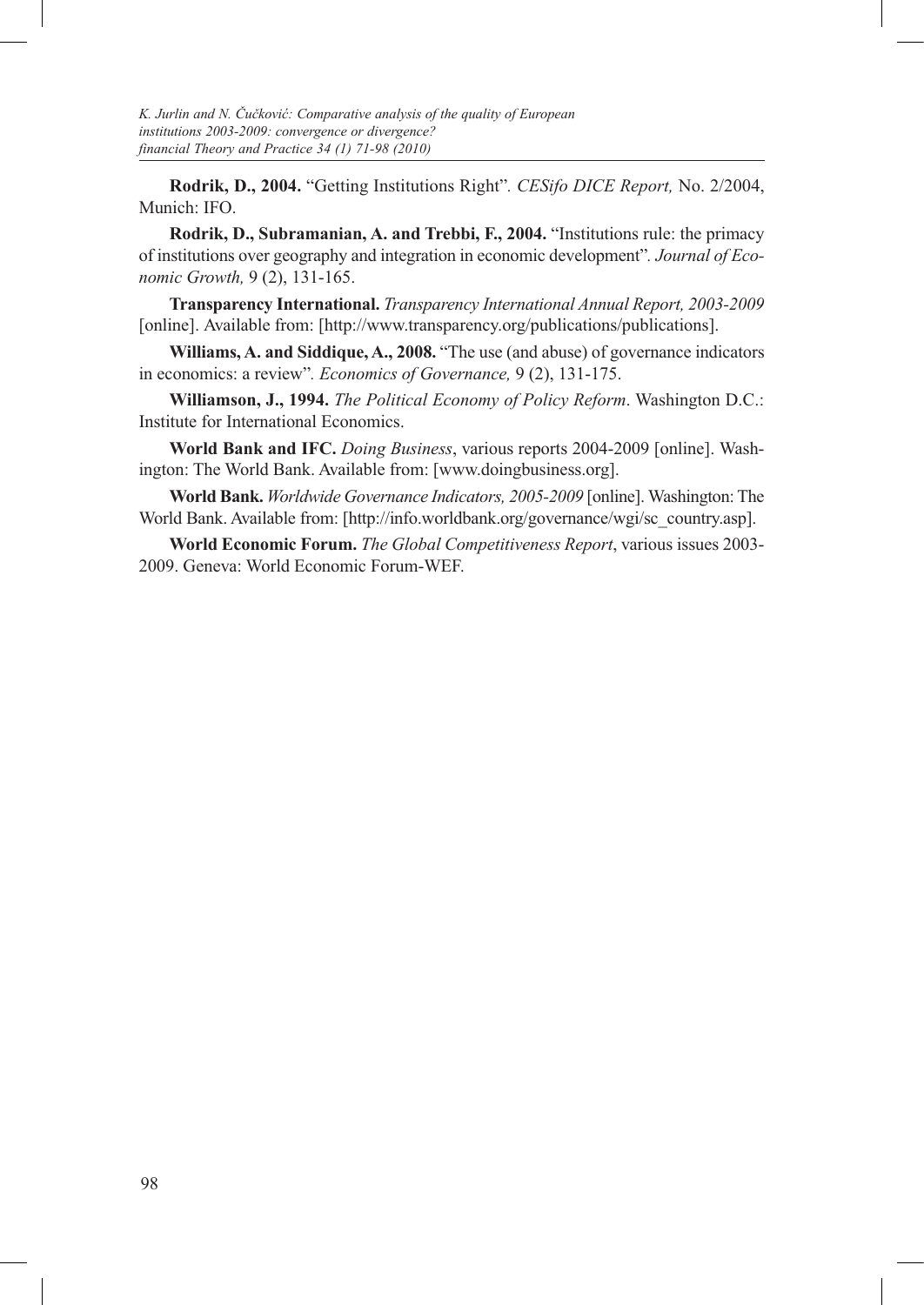**Rodrik, D., 2004.** "Getting Institutions Right". *CESifo DICE Report,* No. 2/2004, Munich: IFO.

**Rodrik, D., Subramanian, A. and Trebbi, F., 2004.** "Institutions rule: the primacy of institutions over geography and integration in economic development". *Journal of Economic Growth,* 9 (2), 131-165.

**Transparency International.** *Transparency International Annual Report, 2003-2009* [online]. Available from: [http://www.transparency.org/publications/publications].

**Williams, A. and Siddique, A., 2008.** "The use (and abuse) of governance indicators in economics: a review". *Economics of Governance,* 9 (2), 131-175.

**Williamson, J., 1994.** *The Political Economy of Policy Reform*. Washington D.C.: Institute for International Economics.

**World Bank and IFC.** *Doing Business*, various reports 2004-2009 [online]. Washington: The World Bank. Available from: [www.doingbusiness.org].

**World Bank.** *Worldwide Governance Indicators, 2005-2009* [online]. Washington: The World Bank. Available from: [http://info.worldbank.org/governance/wgi/sc_country.asp].

**World Economic Forum.** *The Global Competitiveness Report*, various issues 2003-2009. Geneva: World Economic Forum-WEF.